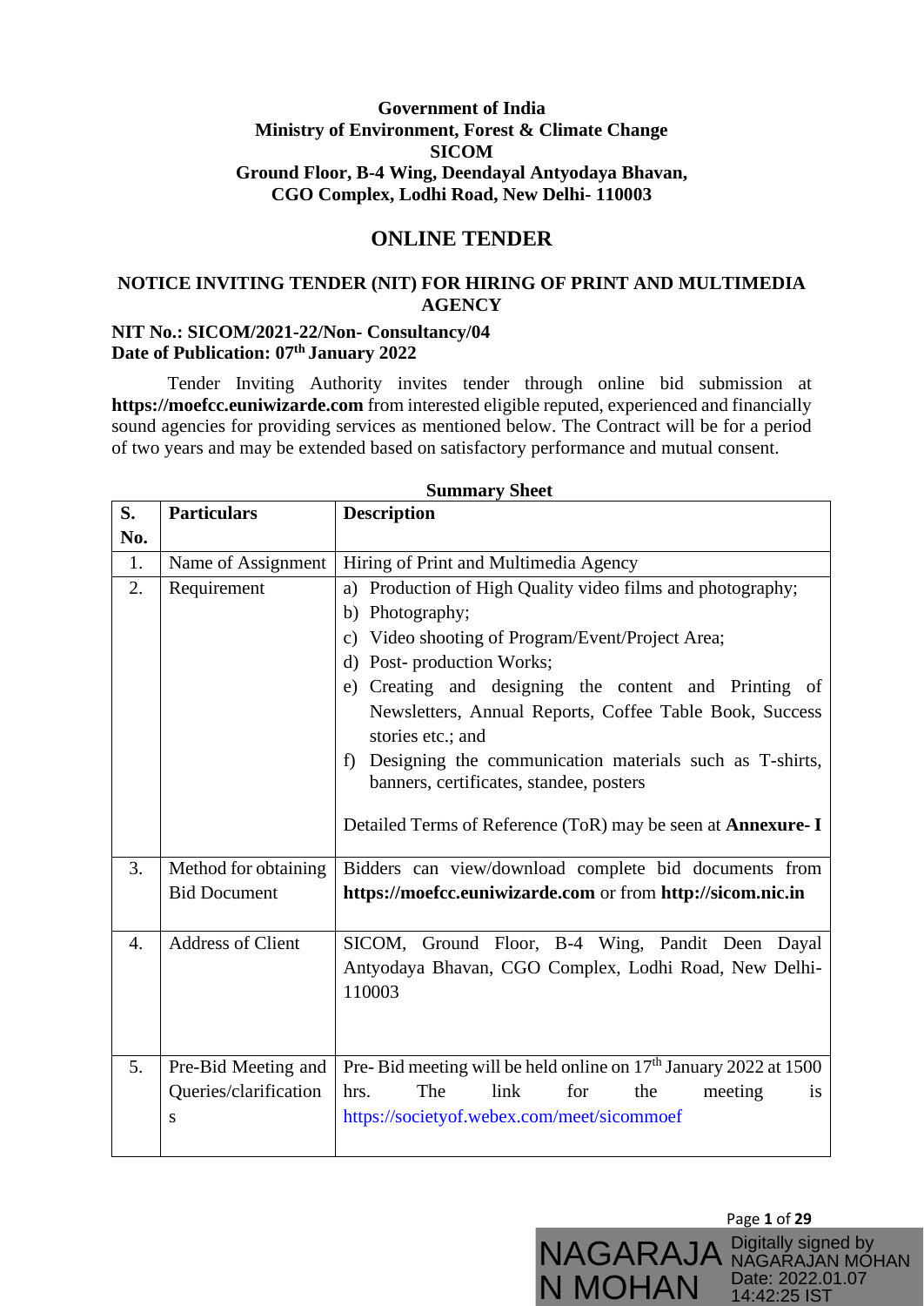**Government of India**
**Ministry of Environment, Forest & Climate Change**
**SICOM**
**Ground Floor, B-4 Wing, Deendayal Antyodaya Bhavan,**
**CGO Complex, Lodhi Road, New Delhi- 110003**

# ONLINE TENDER

## NOTICE INVITING TENDER (NIT) FOR HIRING OF PRINT AND MULTIMEDIA AGENCY

**NIT No.: SICOM/2021-22/Non- Consultancy/04**
**Date of Publication: 07th January 2022**

Tender Inviting Authority invites tender through online bid submission at **https://moefcc.euniwizarde.com** from interested eligible reputed, experienced and financially sound agencies for providing services as mentioned below. The Contract will be for a period of two years and may be extended based on satisfactory performance and mutual consent.

**Summary Sheet**

| S. No. | Particulars | Description |
|---|---|---|
| 1. | Name of Assignment | Hiring of Print and Multimedia Agency |
| 2. | Requirement | a) Production of High Quality video films and photography;<br>b) Photography;<br>c) Video shooting of Program/Event/Project Area;<br>d) Post- production Works;<br>e) Creating and designing the content and Printing of Newsletters, Annual Reports, Coffee Table Book, Success stories etc.; and<br>f) Designing the communication materials such as T-shirts, banners, certificates, standee, posters<br><br>Detailed Terms of Reference (ToR) may be seen at **Annexure- I** |
| 3. | Method for obtaining Bid Document | Bidders can view/download complete bid documents from **https://moefcc.euniwizarde.com** or from **http://sicom.nic.in** |
| 4. | Address of Client | SICOM, Ground Floor, B-4 Wing, Pandit Deen Dayal Antyodaya Bhavan, CGO Complex, Lodhi Road, New Delhi- 110003 |
| 5. | Pre-Bid Meeting and Queries/clarifications | Pre- Bid meeting will be held online on 17th January 2022 at 1500 hrs. The link for the meeting is https://societyof.webex.com/meet/sicommoef |

NAGARAJAN MOHAN Digitally signed by NAGARAJAN MOHAN Date: 2022.01.07 14:42:25 IST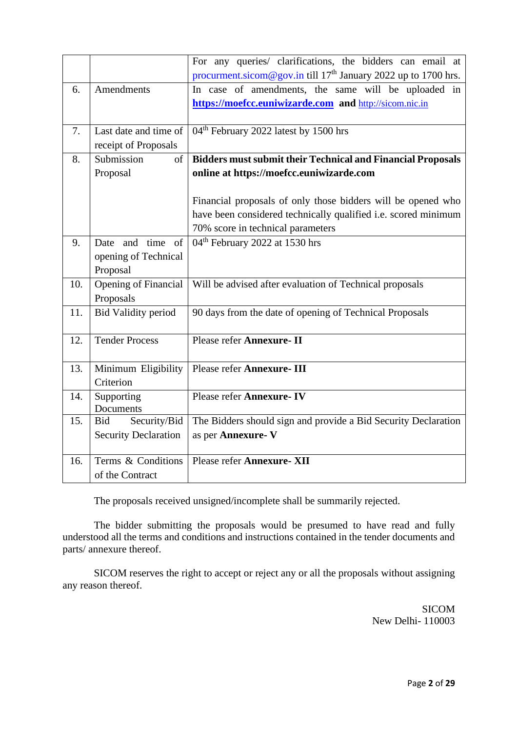| | | |
|---|---|---|
| | | For any queries/ clarifications, the bidders can email at procurment.sicom@gov.in till 17th January 2022 up to 1700 hrs. |
| 6. | Amendments | In case of amendments, the same will be uploaded in **https://moefcc.euniwizarde.com** **and** http://sicom.nic.in |
| 7. | Last date and time of receipt of Proposals | 04th February 2022 latest by 1500 hrs |
| 8. | Submission of Proposal | **Bidders must submit their Technical and Financial Proposals online at https://moefcc.euniwizarde.com**<br><br>Financial proposals of only those bidders will be opened who have been considered technically qualified i.e. scored minimum 70% score in technical parameters |
| 9. | Date and time of opening of Technical Proposal | 04th February 2022 at 1530 hrs |
| 10. | Opening of Financial Proposals | Will be advised after evaluation of Technical proposals |
| 11. | Bid Validity period | 90 days from the date of opening of Technical Proposals |
| 12. | Tender Process | Please refer **Annexure- II** |
| 13. | Minimum Eligibility Criterion | Please refer **Annexure- III** |
| 14. | Supporting Documents | Please refer **Annexure- IV** |
| 15. | Bid Security/Bid Security Declaration | The Bidders should sign and provide a Bid Security Declaration as per **Annexure- V** |
| 16. | Terms & Conditions of the Contract | Please refer **Annexure- XII** |

The proposals received unsigned/incomplete shall be summarily rejected.

The bidder submitting the proposals would be presumed to have read and fully understood all the terms and conditions and instructions contained in the tender documents and parts/ annexure thereof.

SICOM reserves the right to accept or reject any or all the proposals without assigning any reason thereof.

SICOM
New Delhi- 110003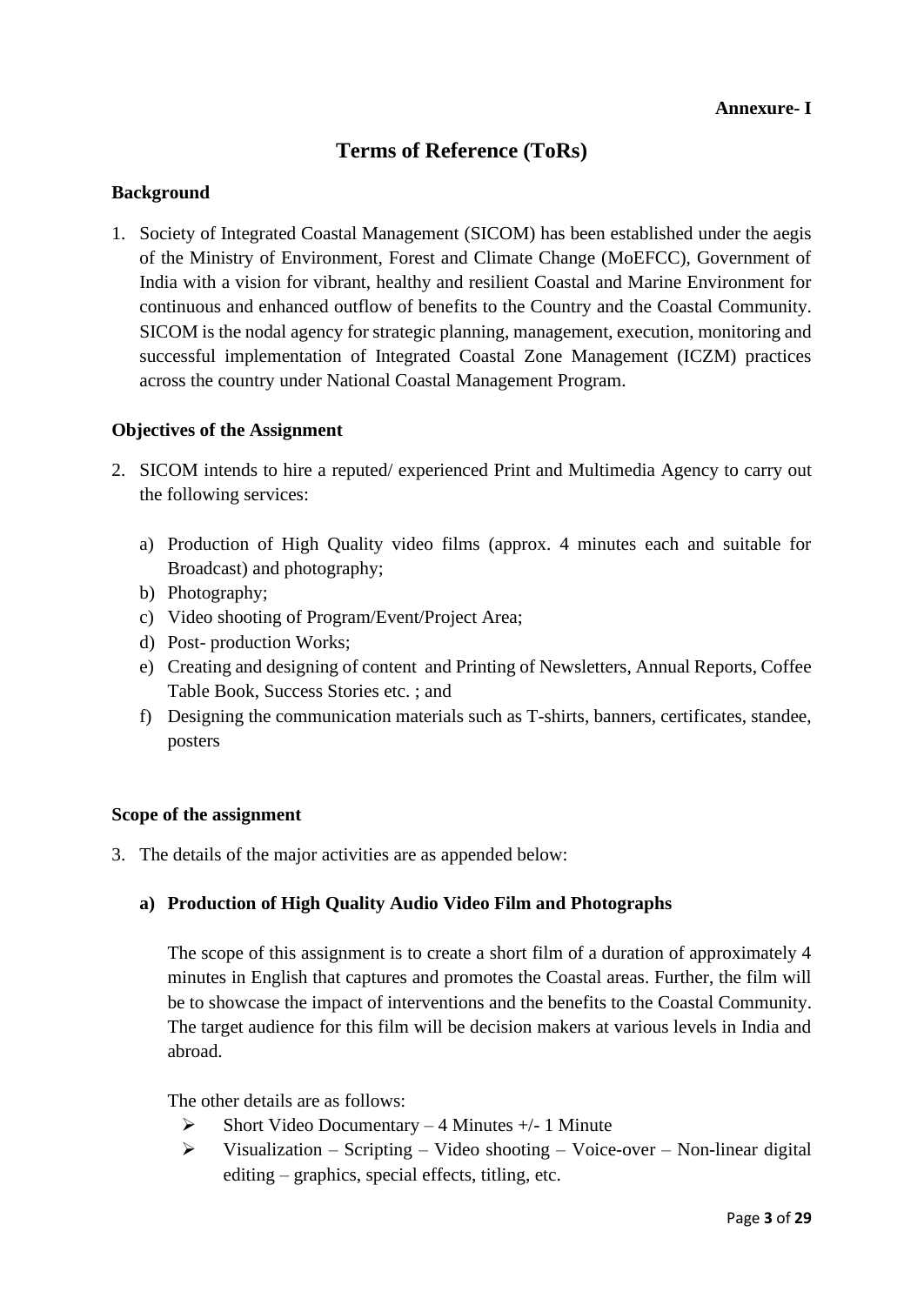**Annexure- I**

# Terms of Reference (ToRs)

**Background**

1. Society of Integrated Coastal Management (SICOM) has been established under the aegis of the Ministry of Environment, Forest and Climate Change (MoEFCC), Government of India with a vision for vibrant, healthy and resilient Coastal and Marine Environment for continuous and enhanced outflow of benefits to the Country and the Coastal Community. SICOM is the nodal agency for strategic planning, management, execution, monitoring and successful implementation of Integrated Coastal Zone Management (ICZM) practices across the country under National Coastal Management Program.

**Objectives of the Assignment**

2. SICOM intends to hire a reputed/ experienced Print and Multimedia Agency to carry out the following services:

    a) Production of High Quality video films (approx. 4 minutes each and suitable for Broadcast) and photography;
    b) Photography;
    c) Video shooting of Program/Event/Project Area;
    d) Post- production Works;
    e) Creating and designing of content and Printing of Newsletters, Annual Reports, Coffee Table Book, Success Stories etc. ; and
    f) Designing the communication materials such as T-shirts, banners, certificates, standee, posters

**Scope of the assignment**

3. The details of the major activities are as appended below:

    **a) Production of High Quality Audio Video Film and Photographs**

    The scope of this assignment is to create a short film of a duration of approximately 4 minutes in English that captures and promotes the Coastal areas. Further, the film will be to showcase the impact of interventions and the benefits to the Coastal Community. The target audience for this film will be decision makers at various levels in India and abroad.

    The other details are as follows:

    - Short Video Documentary – 4 Minutes +/- 1 Minute
    - Visualization – Scripting – Video shooting – Voice-over – Non-linear digital editing – graphics, special effects, titling, etc.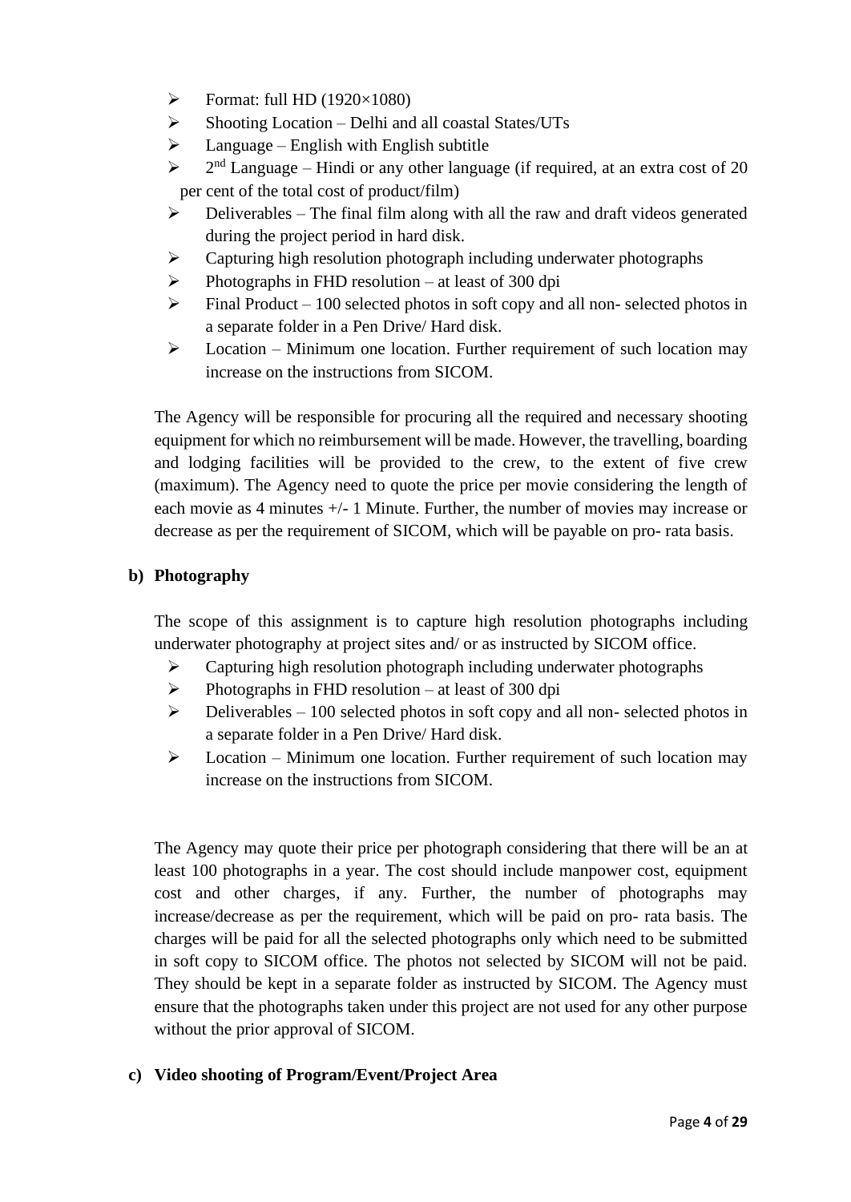- Format: full HD (1920×1080)
- Shooting Location – Delhi and all coastal States/UTs
- Language – English with English subtitle
- 2nd Language – Hindi or any other language (if required, at an extra cost of 20 per cent of the total cost of product/film)
- Deliverables – The final film along with all the raw and draft videos generated during the project period in hard disk.
- Capturing high resolution photograph including underwater photographs
- Photographs in FHD resolution – at least of 300 dpi
- Final Product – 100 selected photos in soft copy and all non- selected photos in a separate folder in a Pen Drive/ Hard disk.
- Location – Minimum one location. Further requirement of such location may increase on the instructions from SICOM.

The Agency will be responsible for procuring all the required and necessary shooting equipment for which no reimbursement will be made. However, the travelling, boarding and lodging facilities will be provided to the crew, to the extent of five crew (maximum). The Agency need to quote the price per movie considering the length of each movie as 4 minutes +/- 1 Minute. Further, the number of movies may increase or decrease as per the requirement of SICOM, which will be payable on pro- rata basis.

**b) Photography**

The scope of this assignment is to capture high resolution photographs including underwater photography at project sites and/ or as instructed by SICOM office.

- Capturing high resolution photograph including underwater photographs
- Photographs in FHD resolution – at least of 300 dpi
- Deliverables – 100 selected photos in soft copy and all non- selected photos in a separate folder in a Pen Drive/ Hard disk.
- Location – Minimum one location. Further requirement of such location may increase on the instructions from SICOM.

The Agency may quote their price per photograph considering that there will be an at least 100 photographs in a year. The cost should include manpower cost, equipment cost and other charges, if any. Further, the number of photographs may increase/decrease as per the requirement, which will be paid on pro- rata basis. The charges will be paid for all the selected photographs only which need to be submitted in soft copy to SICOM office. The photos not selected by SICOM will not be paid. They should be kept in a separate folder as instructed by SICOM. The Agency must ensure that the photographs taken under this project are not used for any other purpose without the prior approval of SICOM.

**c) Video shooting of Program/Event/Project Area**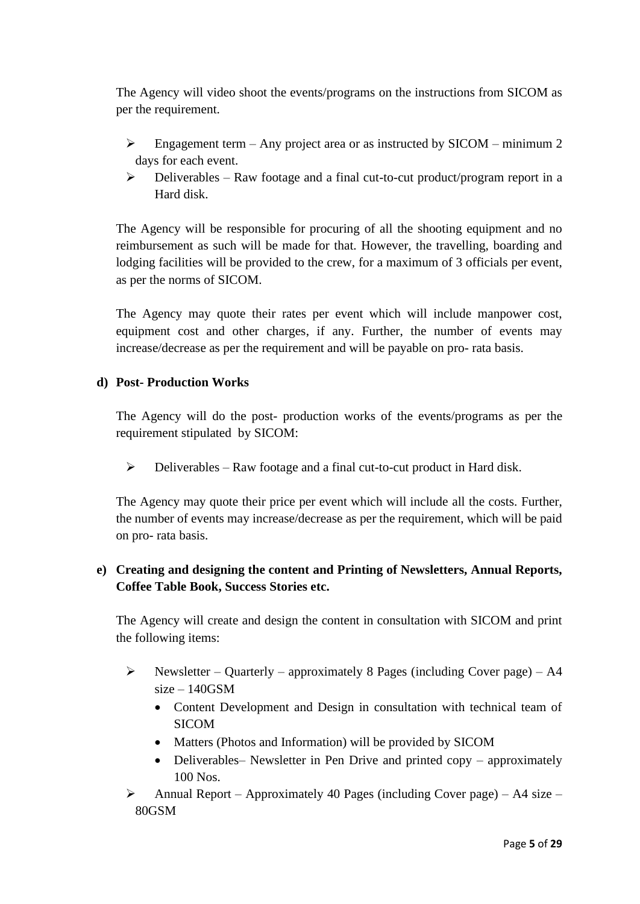The Agency will video shoot the events/programs on the instructions from SICOM as per the requirement.

- Engagement term – Any project area or as instructed by SICOM – minimum 2 days for each event.
- Deliverables – Raw footage and a final cut-to-cut product/program report in a Hard disk.

The Agency will be responsible for procuring of all the shooting equipment and no reimbursement as such will be made for that. However, the travelling, boarding and lodging facilities will be provided to the crew, for a maximum of 3 officials per event, as per the norms of SICOM.

The Agency may quote their rates per event which will include manpower cost, equipment cost and other charges, if any. Further, the number of events may increase/decrease as per the requirement and will be payable on pro- rata basis.

**d) Post- Production Works**

The Agency will do the post- production works of the events/programs as per the requirement stipulated by SICOM:

- Deliverables – Raw footage and a final cut-to-cut product in Hard disk.

The Agency may quote their price per event which will include all the costs. Further, the number of events may increase/decrease as per the requirement, which will be paid on pro- rata basis.

**e) Creating and designing the content and Printing of Newsletters, Annual Reports, Coffee Table Book, Success Stories etc.**

The Agency will create and design the content in consultation with SICOM and print the following items:

- Newsletter – Quarterly – approximately 8 Pages (including Cover page) – A4 size – 140GSM
    - Content Development and Design in consultation with technical team of SICOM
    - Matters (Photos and Information) will be provided by SICOM
    - Deliverables– Newsletter in Pen Drive and printed copy – approximately 100 Nos.
- Annual Report – Approximately 40 Pages (including Cover page) – A4 size – 80GSM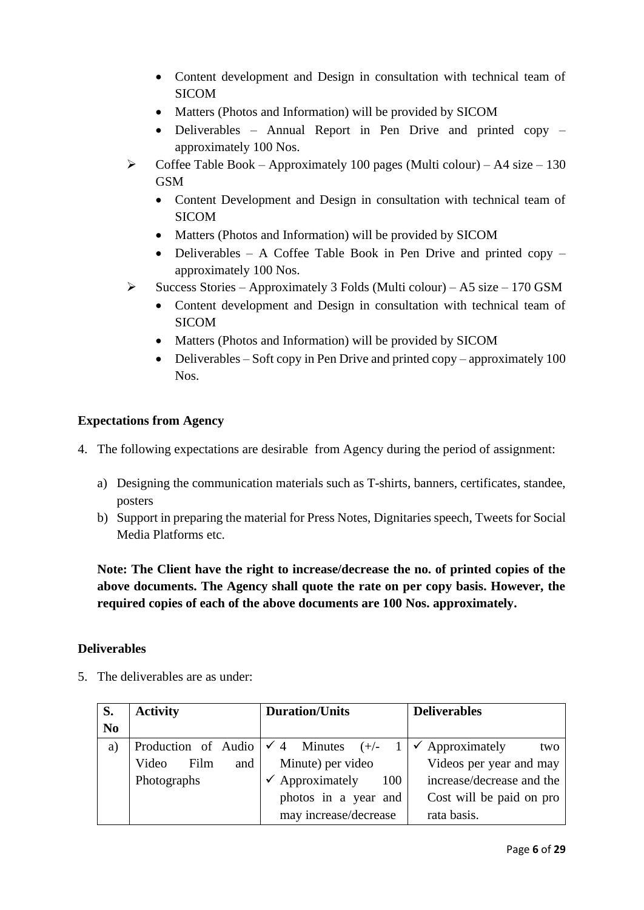- Content development and Design in consultation with technical team of SICOM
- Matters (Photos and Information) will be provided by SICOM
- Deliverables – Annual Report in Pen Drive and printed copy – approximately 100 Nos.

➢ Coffee Table Book – Approximately 100 pages (Multi colour) – A4 size – 130 GSM

- Content Development and Design in consultation with technical team of SICOM
- Matters (Photos and Information) will be provided by SICOM
- Deliverables – A Coffee Table Book in Pen Drive and printed copy – approximately 100 Nos.

➢ Success Stories – Approximately 3 Folds (Multi colour) – A5 size – 170 GSM

- Content development and Design in consultation with technical team of SICOM
- Matters (Photos and Information) will be provided by SICOM
- Deliverables – Soft copy in Pen Drive and printed copy – approximately 100 Nos.

**Expectations from Agency**

4. The following expectations are desirable from Agency during the period of assignment:

   a) Designing the communication materials such as T-shirts, banners, certificates, standee, posters
   b) Support in preparing the material for Press Notes, Dignitaries speech, Tweets for Social Media Platforms etc.

   **Note: The Client have the right to increase/decrease the no. of printed copies of the above documents. The Agency shall quote the rate on per copy basis. However, the required copies of each of the above documents are 100 Nos. approximately.**

**Deliverables**

5. The deliverables are as under:

| S. No | Activity | Duration/Units | Deliverables |
|---|---|---|---|
| a) | Production of Audio Video Film and Photographs | ✓ 4 Minutes (+/- 1 Minute) per video<br>✓ Approximately 100 photos in a year and may increase/decrease | ✓ Approximately two Videos per year and may increase/decrease and the Cost will be paid on pro rata basis. |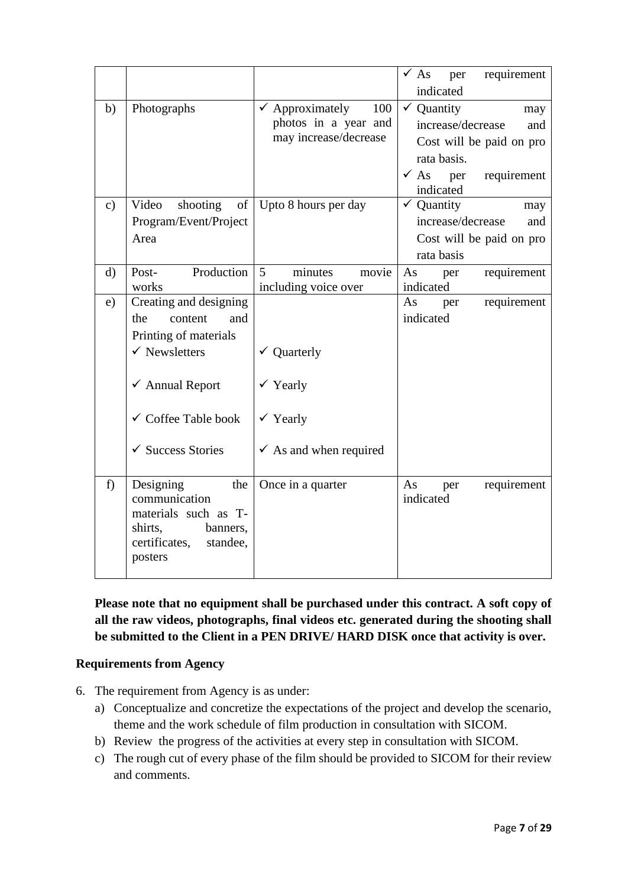| | | | |
|---|---|---|---|
| | | | ✓ As per requirement indicated |
| b) | Photographs | ✓ Approximately 100 photos in a year and may increase/decrease | ✓ Quantity may increase/decrease and Cost will be paid on pro rata basis.<br>✓ As per requirement indicated |
| c) | Video shooting of Program/Event/Project Area | Upto 8 hours per day | ✓ Quantity may increase/decrease and Cost will be paid on pro rata basis |
| d) | Post- Production works | 5 minutes movie including voice over | As per requirement indicated |
| e) | Creating and designing the content and Printing of materials<br>✓ Newsletters<br>✓ Annual Report<br>✓ Coffee Table book<br>✓ Success Stories | <br>✓ Quarterly<br>✓ Yearly<br>✓ Yearly<br>✓ As and when required | As per requirement indicated |
| f) | Designing the communication materials such as T-shirts, banners, certificates, standee, posters | Once in a quarter | As per requirement indicated |

**Please note that no equipment shall be purchased under this contract. A soft copy of all the raw videos, photographs, final videos etc. generated during the shooting shall be submitted to the Client in a PEN DRIVE/ HARD DISK once that activity is over.**

**Requirements from Agency**

6. The requirement from Agency is as under:
   a) Conceptualize and concretize the expectations of the project and develop the scenario, theme and the work schedule of film production in consultation with SICOM.
   b) Review the progress of the activities at every step in consultation with SICOM.
   c) The rough cut of every phase of the film should be provided to SICOM for their review and comments.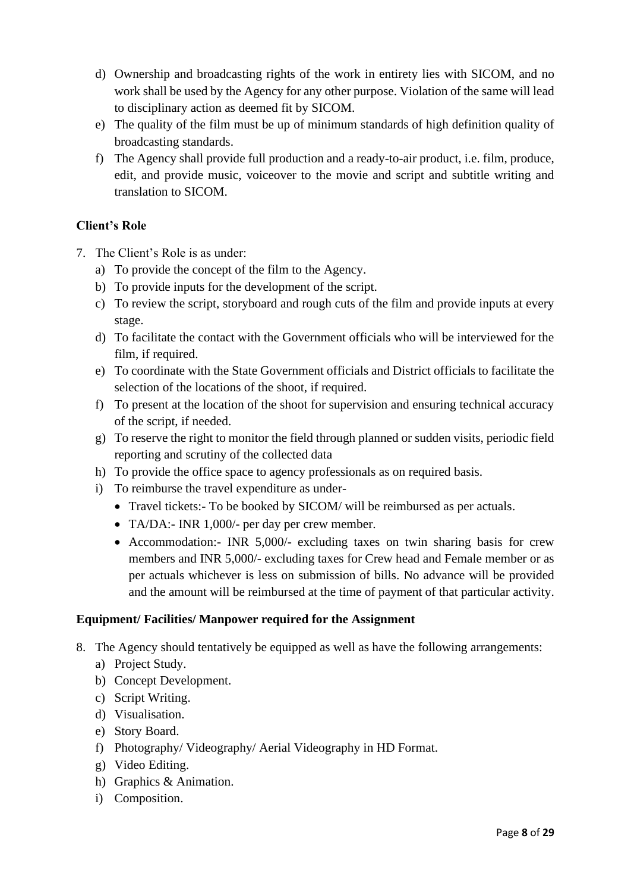d) Ownership and broadcasting rights of the work in entirety lies with SICOM, and no work shall be used by the Agency for any other purpose. Violation of the same will lead to disciplinary action as deemed fit by SICOM.

e) The quality of the film must be up of minimum standards of high definition quality of broadcasting standards.

f) The Agency shall provide full production and a ready-to-air product, i.e. film, produce, edit, and provide music, voiceover to the movie and script and subtitle writing and translation to SICOM.

**Client's Role**

7. The Client's Role is as under:
   a) To provide the concept of the film to the Agency.
   b) To provide inputs for the development of the script.
   c) To review the script, storyboard and rough cuts of the film and provide inputs at every stage.
   d) To facilitate the contact with the Government officials who will be interviewed for the film, if required.
   e) To coordinate with the State Government officials and District officials to facilitate the selection of the locations of the shoot, if required.
   f) To present at the location of the shoot for supervision and ensuring technical accuracy of the script, if needed.
   g) To reserve the right to monitor the field through planned or sudden visits, periodic field reporting and scrutiny of the collected data
   h) To provide the office space to agency professionals as on required basis.
   i) To reimburse the travel expenditure as under-
      - Travel tickets:- To be booked by SICOM/ will be reimbursed as per actuals.
      - TA/DA:- INR 1,000/- per day per crew member.
      - Accommodation:- INR 5,000/- excluding taxes on twin sharing basis for crew members and INR 5,000/- excluding taxes for Crew head and Female member or as per actuals whichever is less on submission of bills. No advance will be provided and the amount will be reimbursed at the time of payment of that particular activity.

**Equipment/ Facilities/ Manpower required for the Assignment**

8. The Agency should tentatively be equipped as well as have the following arrangements:
   a) Project Study.
   b) Concept Development.
   c) Script Writing.
   d) Visualisation.
   e) Story Board.
   f) Photography/ Videography/ Aerial Videography in HD Format.
   g) Video Editing.
   h) Graphics & Animation.
   i) Composition.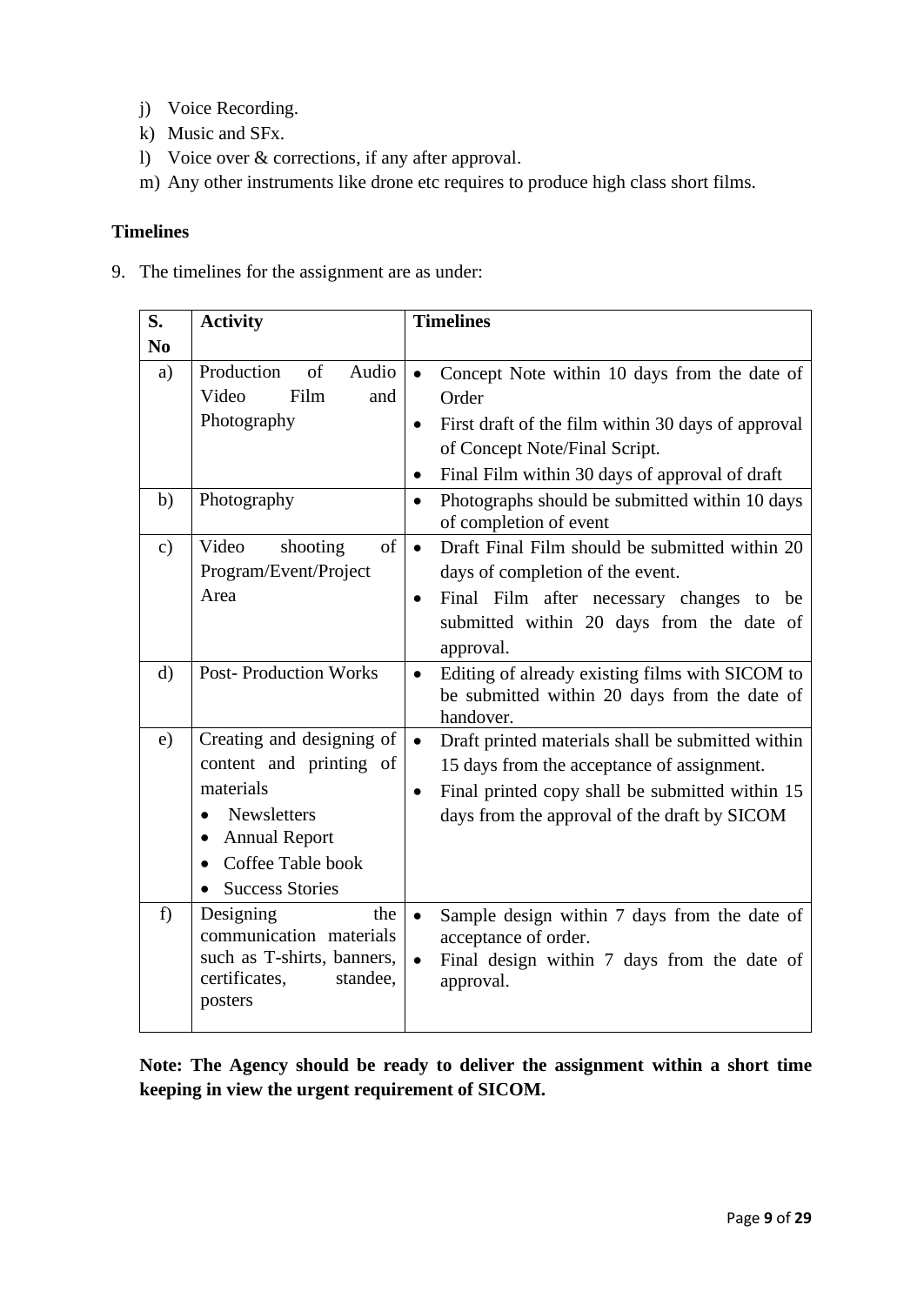j) Voice Recording.
k) Music and SFx.
l) Voice over & corrections, if any after approval.
m) Any other instruments like drone etc requires to produce high class short films.

**Timelines**

9. The timelines for the assignment are as under:

| S. No | Activity | Timelines |
|---|---|---|
| a) | Production of Audio Video Film and Photography | • Concept Note within 10 days from the date of Order<br>• First draft of the film within 30 days of approval of Concept Note/Final Script.<br>• Final Film within 30 days of approval of draft |
| b) | Photography | • Photographs should be submitted within 10 days of completion of event |
| c) | Video shooting of Program/Event/Project Area | • Draft Final Film should be submitted within 20 days of completion of the event.<br>• Final Film after necessary changes to be submitted within 20 days from the date of approval. |
| d) | Post- Production Works | • Editing of already existing films with SICOM to be submitted within 20 days from the date of handover. |
| e) | Creating and designing of content and printing of materials<br>• Newsletters<br>• Annual Report<br>• Coffee Table book<br>• Success Stories | • Draft printed materials shall be submitted within 15 days from the acceptance of assignment.<br>• Final printed copy shall be submitted within 15 days from the approval of the draft by SICOM |
| f) | Designing the communication materials such as T-shirts, banners, certificates, standee, posters | • Sample design within 7 days from the date of acceptance of order.<br>• Final design within 7 days from the date of approval. |

**Note: The Agency should be ready to deliver the assignment within a short time keeping in view the urgent requirement of SICOM.**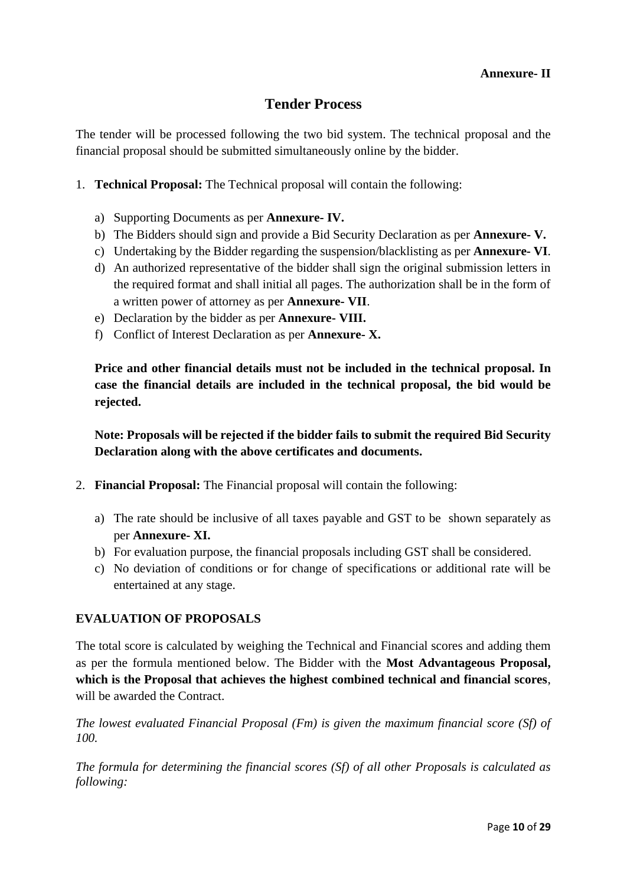**Annexure- II**

# Tender Process

The tender will be processed following the two bid system. The technical proposal and the financial proposal should be submitted simultaneously online by the bidder.

1. **Technical Proposal:** The Technical proposal will contain the following:

   a) Supporting Documents as per **Annexure- IV.**
   b) The Bidders should sign and provide a Bid Security Declaration as per **Annexure- V.**
   c) Undertaking by the Bidder regarding the suspension/blacklisting as per **Annexure- VI**.
   d) An authorized representative of the bidder shall sign the original submission letters in the required format and shall initial all pages. The authorization shall be in the form of a written power of attorney as per **Annexure- VII**.
   e) Declaration by the bidder as per **Annexure- VIII.**
   f) Conflict of Interest Declaration as per **Annexure- X.**

   **Price and other financial details must not be included in the technical proposal. In case the financial details are included in the technical proposal, the bid would be rejected.**

   **Note: Proposals will be rejected if the bidder fails to submit the required Bid Security Declaration along with the above certificates and documents.**

2. **Financial Proposal:** The Financial proposal will contain the following:

   a) The rate should be inclusive of all taxes payable and GST to be shown separately as per **Annexure- XI.**
   b) For evaluation purpose, the financial proposals including GST shall be considered.
   c) No deviation of conditions or for change of specifications or additional rate will be entertained at any stage.

**EVALUATION OF PROPOSALS**

The total score is calculated by weighing the Technical and Financial scores and adding them as per the formula mentioned below. The Bidder with the **Most Advantageous Proposal, which is the Proposal that achieves the highest combined technical and financial scores**, will be awarded the Contract.

*The lowest evaluated Financial Proposal (Fm) is given the maximum financial score (Sf) of 100.*

*The formula for determining the financial scores (Sf) of all other Proposals is calculated as following:*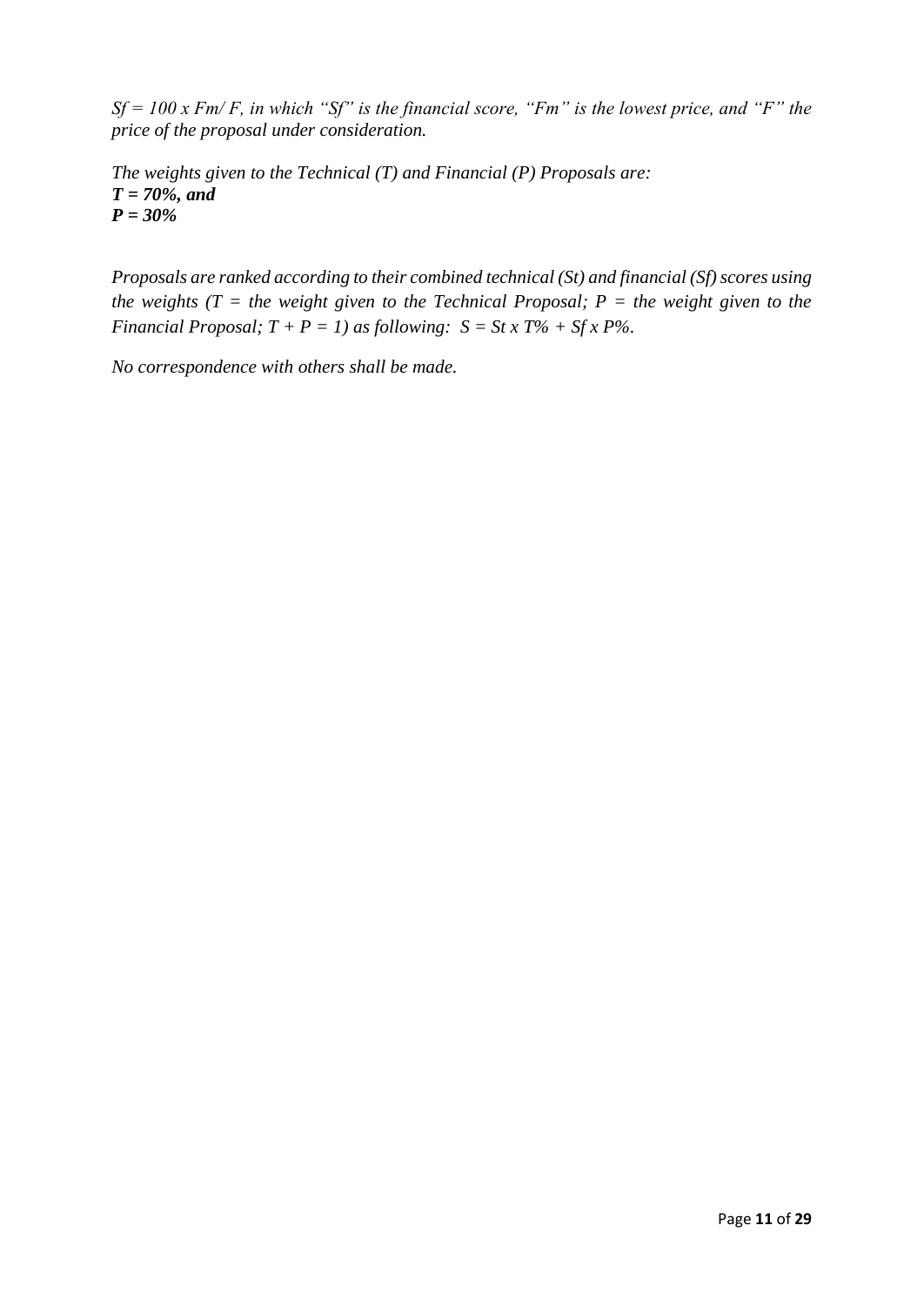*$Sf = 100 \times Fm / F$, in which "Sf" is the financial score, "Fm" is the lowest price, and "F" the price of the proposal under consideration.*

*The weights given to the Technical (T) and Financial (P) Proposals are:*
***T = 70%, and***
***P = 30%***

*Proposals are ranked according to their combined technical (St) and financial (Sf) scores using the weights (T = the weight given to the Technical Proposal; P = the weight given to the Financial Proposal; $T + P = 1$) as following: $S = St \times T\% + Sf \times P\%$.*

*No correspondence with others shall be made.*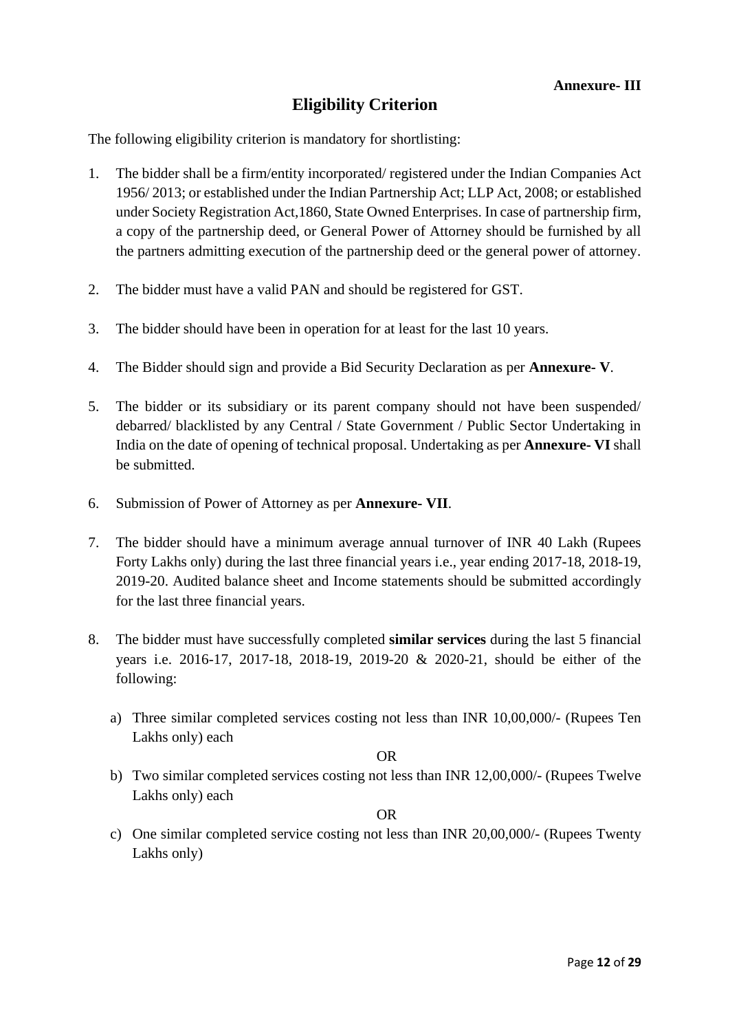**Annexure- III**

## Eligibility Criterion

The following eligibility criterion is mandatory for shortlisting:

1. The bidder shall be a firm/entity incorporated/ registered under the Indian Companies Act 1956/ 2013; or established under the Indian Partnership Act; LLP Act, 2008; or established under Society Registration Act,1860, State Owned Enterprises. In case of partnership firm, a copy of the partnership deed, or General Power of Attorney should be furnished by all the partners admitting execution of the partnership deed or the general power of attorney.

2. The bidder must have a valid PAN and should be registered for GST.

3. The bidder should have been in operation for at least for the last 10 years.

4. The Bidder should sign and provide a Bid Security Declaration as per **Annexure- V**.

5. The bidder or its subsidiary or its parent company should not have been suspended/ debarred/ blacklisted by any Central / State Government / Public Sector Undertaking in India on the date of opening of technical proposal. Undertaking as per **Annexure- VI** shall be submitted.

6. Submission of Power of Attorney as per **Annexure- VII**.

7. The bidder should have a minimum average annual turnover of INR 40 Lakh (Rupees Forty Lakhs only) during the last three financial years i.e., year ending 2017-18, 2018-19, 2019-20. Audited balance sheet and Income statements should be submitted accordingly for the last three financial years.

8. The bidder must have successfully completed **similar services** during the last 5 financial years i.e. 2016-17, 2017-18, 2018-19, 2019-20 & 2020-21, should be either of the following:

   a) Three similar completed services costing not less than INR 10,00,000/- (Rupees Ten Lakhs only) each

   OR

   b) Two similar completed services costing not less than INR 12,00,000/- (Rupees Twelve Lakhs only) each

   OR

   c) One similar completed service costing not less than INR 20,00,000/- (Rupees Twenty Lakhs only)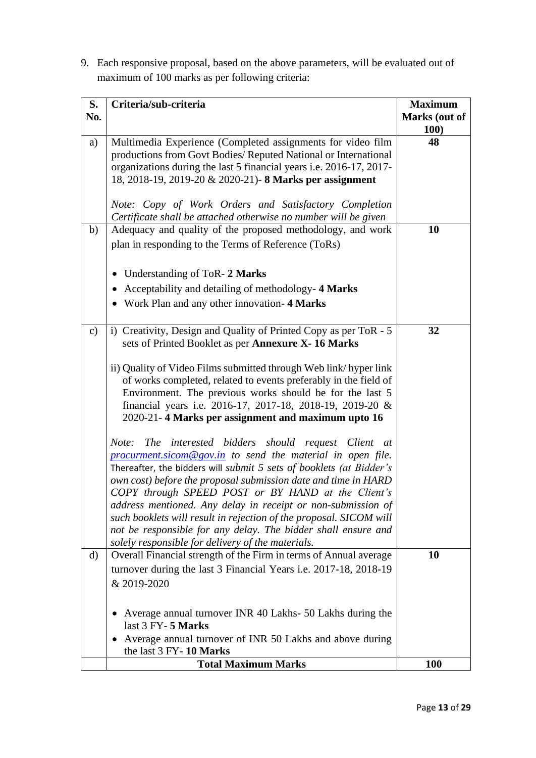9. Each responsive proposal, based on the above parameters, will be evaluated out of maximum of 100 marks as per following criteria:

| S. No. | Criteria/sub-criteria | Maximum Marks (out of 100) |
|---|---|---|
| a) | Multimedia Experience (Completed assignments for video film productions from Govt Bodies/ Reputed National or International organizations during the last 5 financial years i.e. 2016-17, 2017-18, 2018-19, 2019-20 & 2020-21)- **8 Marks per assignment**<br><br>*Note: Copy of Work Orders and Satisfactory Completion Certificate shall be attached otherwise no number will be given* | **48** |
| b) | Adequacy and quality of the proposed methodology, and work plan in responding to the Terms of Reference (ToRs)<br><br>• Understanding of ToR- **2 Marks**<br>• Acceptability and detailing of methodology- **4 Marks**<br>• Work Plan and any other innovation- **4 Marks** | **10** |
| c) | i) Creativity, Design and Quality of Printed Copy as per ToR - 5 sets of Printed Booklet as per **Annexure X- 16 Marks**<br><br>ii) Quality of Video Films submitted through Web link/ hyper link of works completed, related to events preferably in the field of Environment. The previous works should be for the last 5 financial years i.e. 2016-17, 2017-18, 2018-19, 2019-20 & 2020-21- **4 Marks per assignment and maximum upto 16**<br><br>*Note: The interested bidders should request Client at [procurment.sicom@gov.in](mailto:procurment.sicom@gov.in) to send the material in open file.* Thereafter, the bidders will *submit 5 sets of booklets (at Bidder's own cost) before the proposal submission date and time in HARD COPY through SPEED POST or BY HAND at the Client's address mentioned. Any delay in receipt or non-submission of such booklets will result in rejection of the proposal. SICOM will not be responsible for any delay. The bidder shall ensure and solely responsible for delivery of the materials.* | **32** |
| d) | Overall Financial strength of the Firm in terms of Annual average turnover during the last 3 Financial Years i.e. 2017-18, 2018-19 & 2019-2020<br><br>• Average annual turnover INR 40 Lakhs- 50 Lakhs during the last 3 FY- **5 Marks**<br>• Average annual turnover of INR 50 Lakhs and above during the last 3 FY- **10 Marks** | **10** |
| | **Total Maximum Marks** | **100** |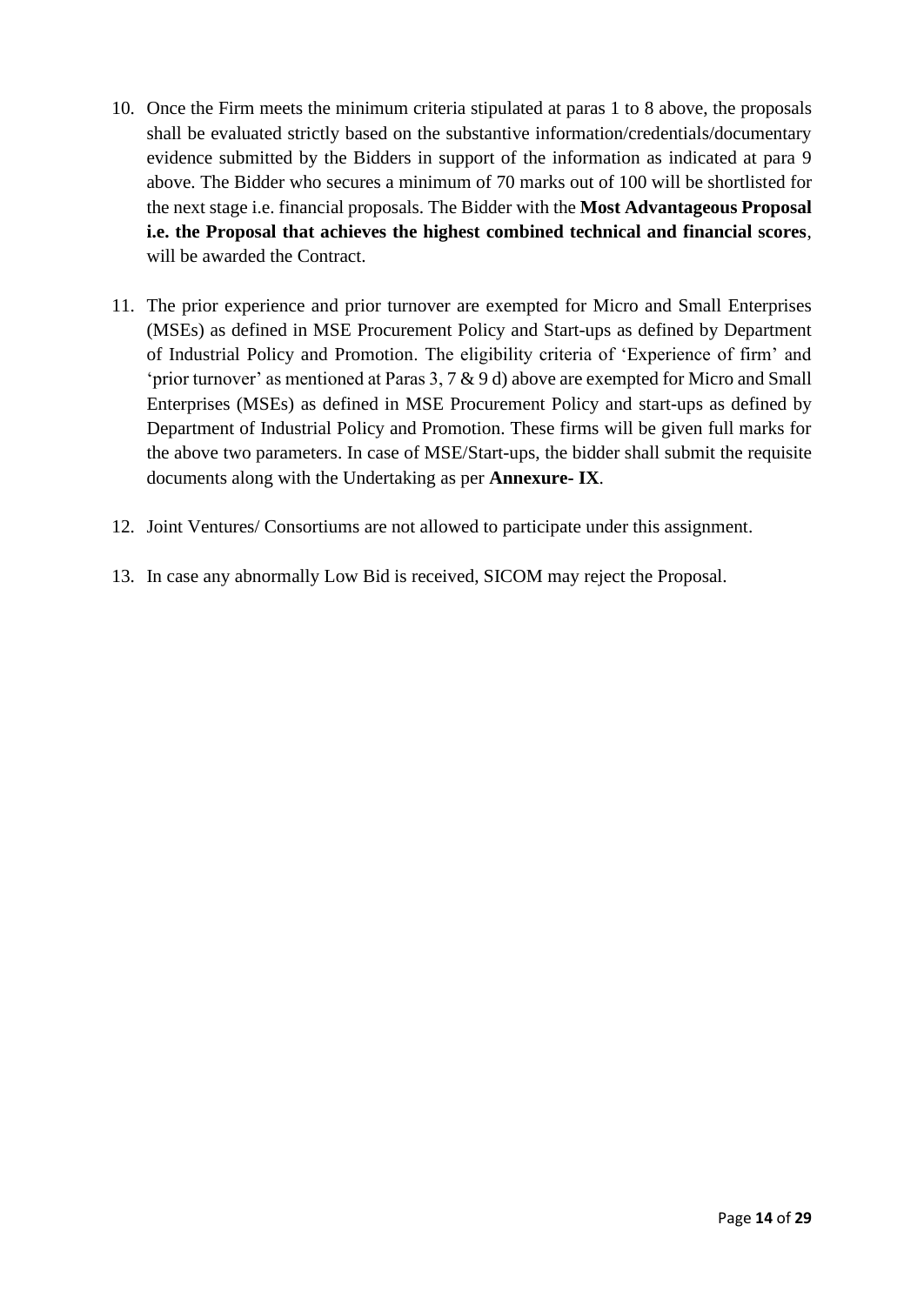10. Once the Firm meets the minimum criteria stipulated at paras 1 to 8 above, the proposals shall be evaluated strictly based on the substantive information/credentials/documentary evidence submitted by the Bidders in support of the information as indicated at para 9 above. The Bidder who secures a minimum of 70 marks out of 100 will be shortlisted for the next stage i.e. financial proposals. The Bidder with the **Most Advantageous Proposal i.e. the Proposal that achieves the highest combined technical and financial scores**, will be awarded the Contract.

11. The prior experience and prior turnover are exempted for Micro and Small Enterprises (MSEs) as defined in MSE Procurement Policy and Start-ups as defined by Department of Industrial Policy and Promotion. The eligibility criteria of 'Experience of firm' and 'prior turnover' as mentioned at Paras 3, 7 & 9 d) above are exempted for Micro and Small Enterprises (MSEs) as defined in MSE Procurement Policy and start-ups as defined by Department of Industrial Policy and Promotion. These firms will be given full marks for the above two parameters. In case of MSE/Start-ups, the bidder shall submit the requisite documents along with the Undertaking as per **Annexure- IX**.

12. Joint Ventures/ Consortiums are not allowed to participate under this assignment.

13. In case any abnormally Low Bid is received, SICOM may reject the Proposal.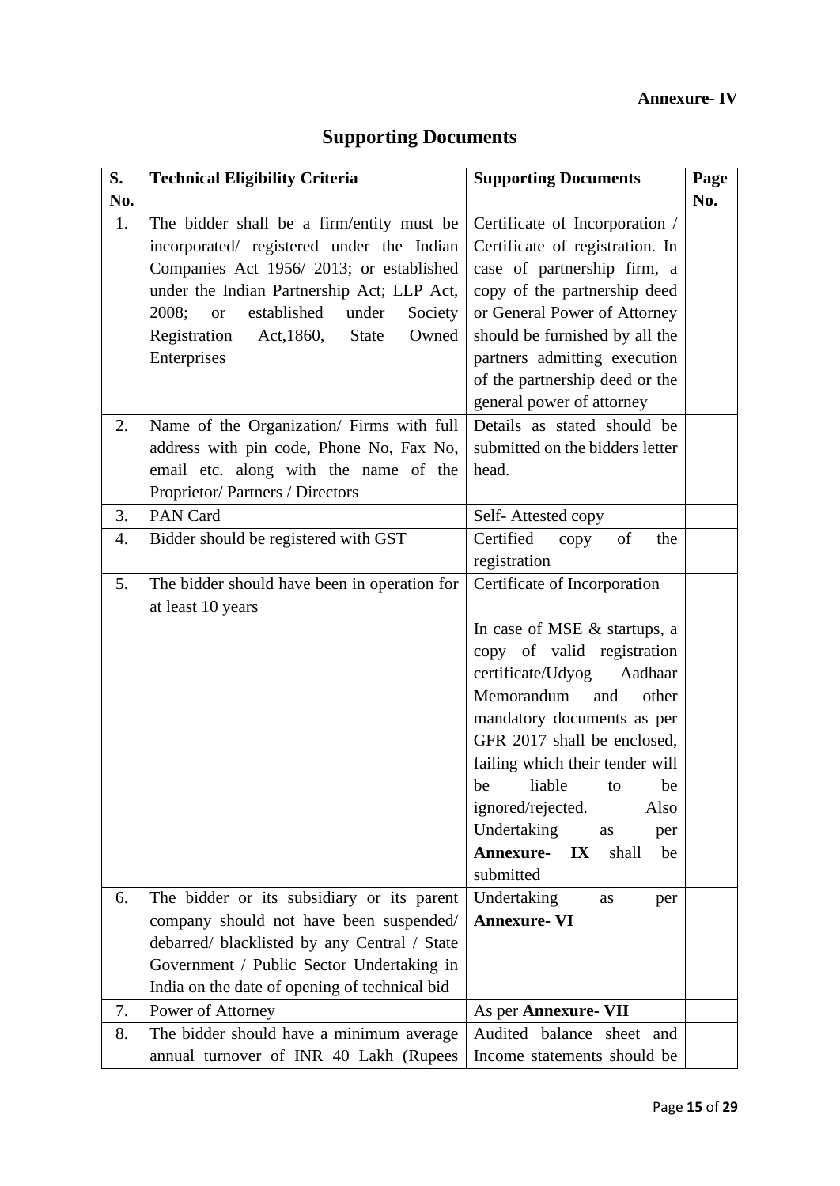**Annexure- IV**

# Supporting Documents

| S. No. | Technical Eligibility Criteria | Supporting Documents | Page No. |
|---|---|---|---|
| 1. | The bidder shall be a firm/entity must be incorporated/ registered under the Indian Companies Act 1956/ 2013; or established under the Indian Partnership Act; LLP Act, 2008; or established under Society Registration Act,1860, State Owned Enterprises | Certificate of Incorporation / Certificate of registration. In case of partnership firm, a copy of the partnership deed or General Power of Attorney should be furnished by all the partners admitting execution of the partnership deed or the general power of attorney | |
| 2. | Name of the Organization/ Firms with full address with pin code, Phone No, Fax No, email etc. along with the name of the Proprietor/ Partners / Directors | Details as stated should be submitted on the bidders letter head. | |
| 3. | PAN Card | Self- Attested copy | |
| 4. | Bidder should be registered with GST | Certified copy of the registration | |
| 5. | The bidder should have been in operation for at least 10 years | Certificate of Incorporation<br><br>In case of MSE & startups, a copy of valid registration certificate/Udyog Aadhaar Memorandum and other mandatory documents as per GFR 2017 shall be enclosed, failing which their tender will be liable to be ignored/rejected. Also Undertaking as per **Annexure- IX** shall be submitted | |
| 6. | The bidder or its subsidiary or its parent company should not have been suspended/ debarred/ blacklisted by any Central / State Government / Public Sector Undertaking in India on the date of opening of technical bid | Undertaking as per **Annexure- VI** | |
| 7. | Power of Attorney | As per **Annexure- VII** | |
| 8. | The bidder should have a minimum average annual turnover of INR 40 Lakh (Rupees | Audited balance sheet and Income statements should be | |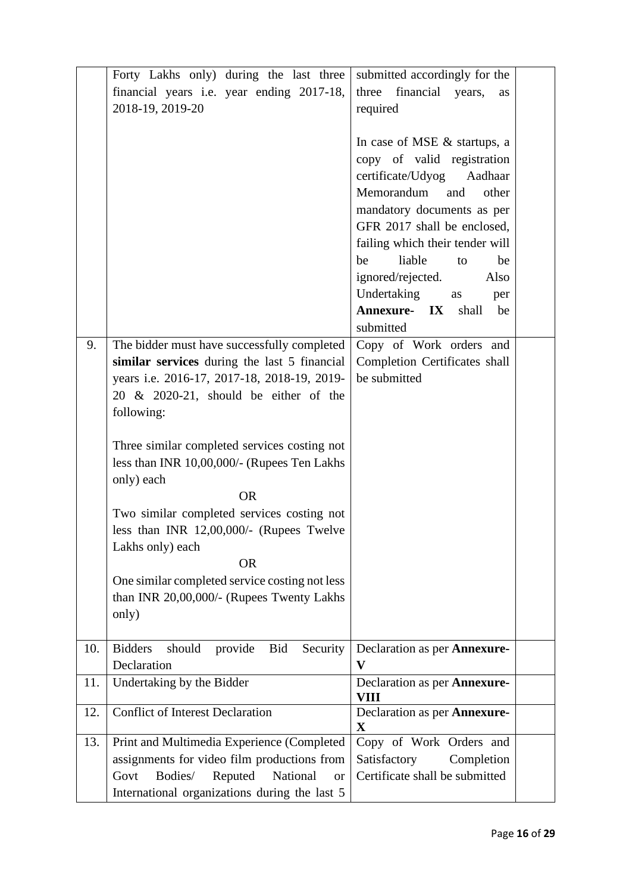| | | | |
|---|---|---|---|
| | Forty Lakhs only) during the last three financial years i.e. year ending 2017-18, 2018-19, 2019-20 | submitted accordingly for the three financial years, as required<br><br>In case of MSE & startups, a copy of valid registration certificate/Udyog Aadhaar Memorandum and other mandatory documents as per GFR 2017 shall be enclosed, failing which their tender will be liable to be ignored/rejected. Also Undertaking as per **Annexure- IX** shall be submitted | |
| 9. | The bidder must have successfully completed **similar services** during the last 5 financial years i.e. 2016-17, 2017-18, 2018-19, 2019-20 & 2020-21, should be either of the following:<br><br>Three similar completed services costing not less than INR 10,00,000/- (Rupees Ten Lakhs only) each<br>OR<br>Two similar completed services costing not less than INR 12,00,000/- (Rupees Twelve Lakhs only) each<br>OR<br>One similar completed service costing not less than INR 20,00,000/- (Rupees Twenty Lakhs only) | Copy of Work orders and Completion Certificates shall be submitted | |
| 10. | Bidders should provide Bid Security Declaration | Declaration as per **Annexure-V** | |
| 11. | Undertaking by the Bidder | Declaration as per **Annexure-VIII** | |
| 12. | Conflict of Interest Declaration | Declaration as per **Annexure-X** | |
| 13. | Print and Multimedia Experience (Completed assignments for video film productions from Govt Bodies/ Reputed National or International organizations during the last 5 | Copy of Work Orders and Satisfactory Completion Certificate shall be submitted | |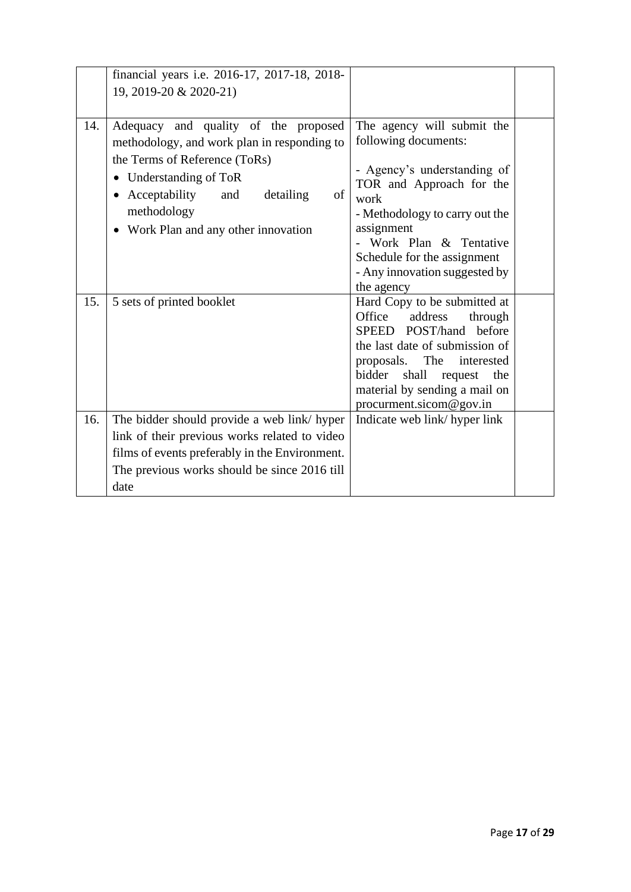|  |  |  |  |
|---|---|---|---|
|  | financial years i.e. 2016-17, 2017-18, 2018-19, 2019-20 & 2020-21) |  |  |
| 14. | Adequacy and quality of the proposed methodology, and work plan in responding to the Terms of Reference (ToRs)<br>• Understanding of ToR<br>• Acceptability and detailing of methodology<br>• Work Plan and any other innovation | The agency will submit the following documents:<br><br>- Agency's understanding of TOR and Approach for the work<br>- Methodology to carry out the assignment<br>- Work Plan & Tentative Schedule for the assignment<br>- Any innovation suggested by the agency |  |
| 15. | 5 sets of printed booklet | Hard Copy to be submitted at Office address through SPEED POST/hand before the last date of submission of proposals. The interested bidder shall request the material by sending a mail on procurment.sicom@gov.in |  |
| 16. | The bidder should provide a web link/ hyper link of their previous works related to video films of events preferably in the Environment. The previous works should be since 2016 till date | Indicate web link/ hyper link |  |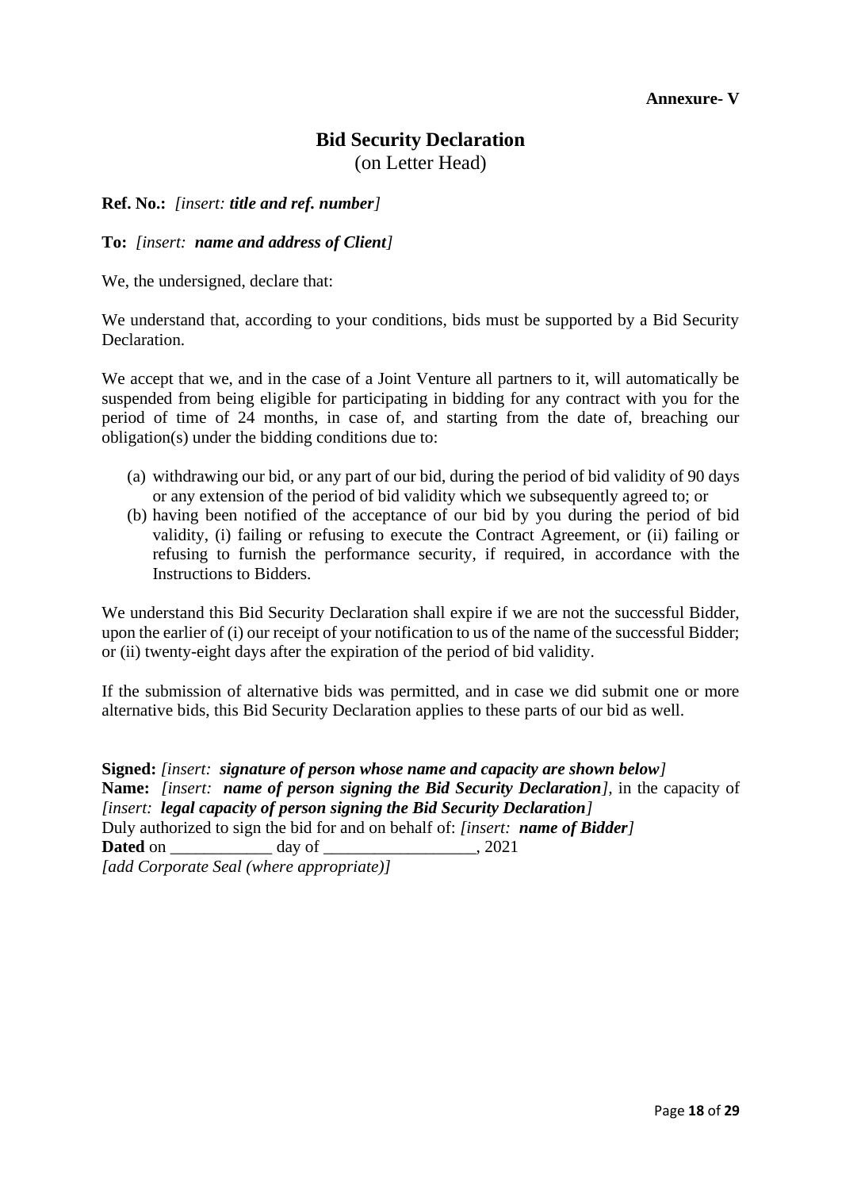**Annexure- V**

## Bid Security Declaration

(on Letter Head)

**Ref. No.:** *[insert: **title and ref. number**]*

**To:** *[insert: **name and address of Client**]*

We, the undersigned, declare that:

We understand that, according to your conditions, bids must be supported by a Bid Security Declaration.

We accept that we, and in the case of a Joint Venture all partners to it, will automatically be suspended from being eligible for participating in bidding for any contract with you for the period of time of 24 months, in case of, and starting from the date of, breaching our obligation(s) under the bidding conditions due to:

(a) withdrawing our bid, or any part of our bid, during the period of bid validity of 90 days or any extension of the period of bid validity which we subsequently agreed to; or
(b) having been notified of the acceptance of our bid by you during the period of bid validity, (i) failing or refusing to execute the Contract Agreement, or (ii) failing or refusing to furnish the performance security, if required, in accordance with the Instructions to Bidders.

We understand this Bid Security Declaration shall expire if we are not the successful Bidder, upon the earlier of (i) our receipt of your notification to us of the name of the successful Bidder; or (ii) twenty-eight days after the expiration of the period of bid validity.

If the submission of alternative bids was permitted, and in case we did submit one or more alternative bids, this Bid Security Declaration applies to these parts of our bid as well.

**Signed:** *[insert: **signature of person whose name and capacity are shown below**]*
**Name:** *[insert: **name of person signing the Bid Security Declaration**]*, in the capacity of *[insert: **legal capacity of person signing the Bid Security Declaration**]*
Duly authorized to sign the bid for and on behalf of: *[insert: **name of Bidder**]*
**Dated** on ____________ day of __________________, 2021
*[add Corporate Seal (where appropriate)]*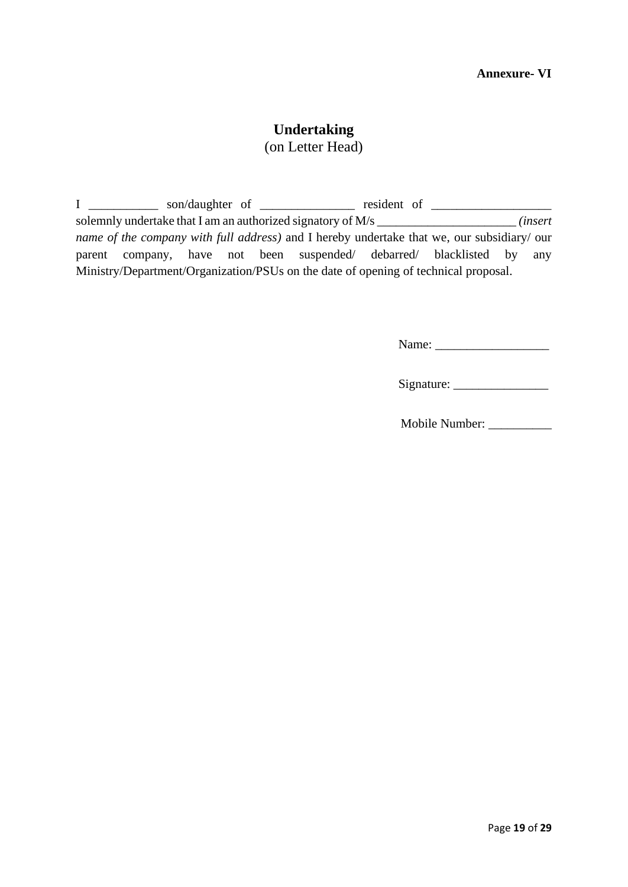**Annexure- VI**

# Undertaking

(on Letter Head)

I ___________ son/daughter of _______________ resident of ___________________ solemnly undertake that I am an authorized signatory of M/s ______________________ *(insert name of the company with full address)* and I hereby undertake that we, our subsidiary/ our parent company, have not been suspended/ debarred/ blacklisted by any Ministry/Department/Organization/PSUs on the date of opening of technical proposal.

Name: __________________

Signature: _______________

Mobile Number: __________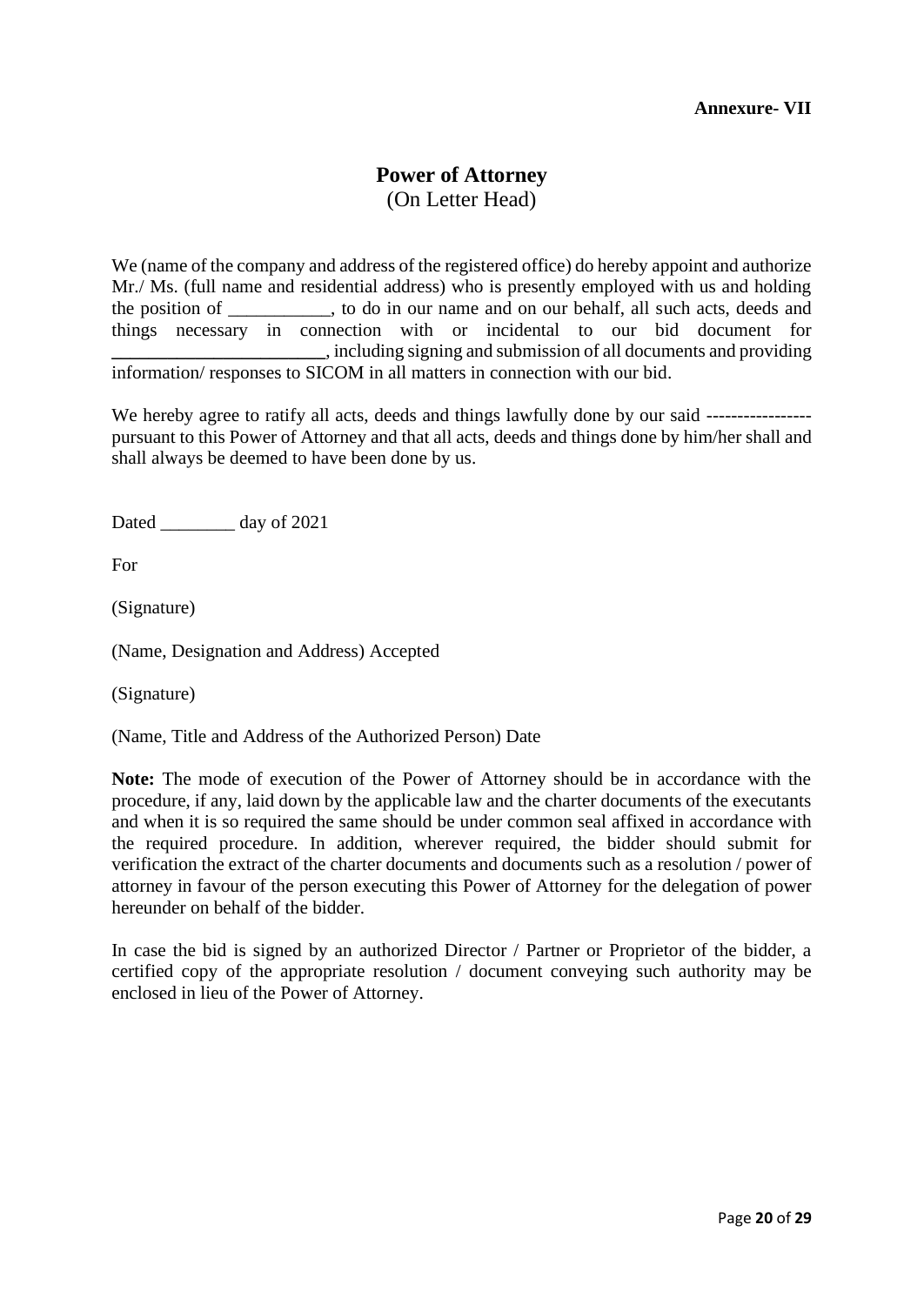**Annexure- VII**

# Power of Attorney

(On Letter Head)

We (name of the company and address of the registered office) do hereby appoint and authorize Mr./ Ms. (full name and residential address) who is presently employed with us and holding the position of ___________, to do in our name and on our behalf, all such acts, deeds and things necessary in connection with or incidental to our bid document for _______________________, including signing and submission of all documents and providing information/ responses to SICOM in all matters in connection with our bid.

We hereby agree to ratify all acts, deeds and things lawfully done by our said ---------------- pursuant to this Power of Attorney and that all acts, deeds and things done by him/her shall and shall always be deemed to have been done by us.

Dated ________ day of 2021

For

(Signature)

(Name, Designation and Address) Accepted

(Signature)

(Name, Title and Address of the Authorized Person) Date

**Note:** The mode of execution of the Power of Attorney should be in accordance with the procedure, if any, laid down by the applicable law and the charter documents of the executants and when it is so required the same should be under common seal affixed in accordance with the required procedure. In addition, wherever required, the bidder should submit for verification the extract of the charter documents and documents such as a resolution / power of attorney in favour of the person executing this Power of Attorney for the delegation of power hereunder on behalf of the bidder.

In case the bid is signed by an authorized Director / Partner or Proprietor of the bidder, a certified copy of the appropriate resolution / document conveying such authority may be enclosed in lieu of the Power of Attorney.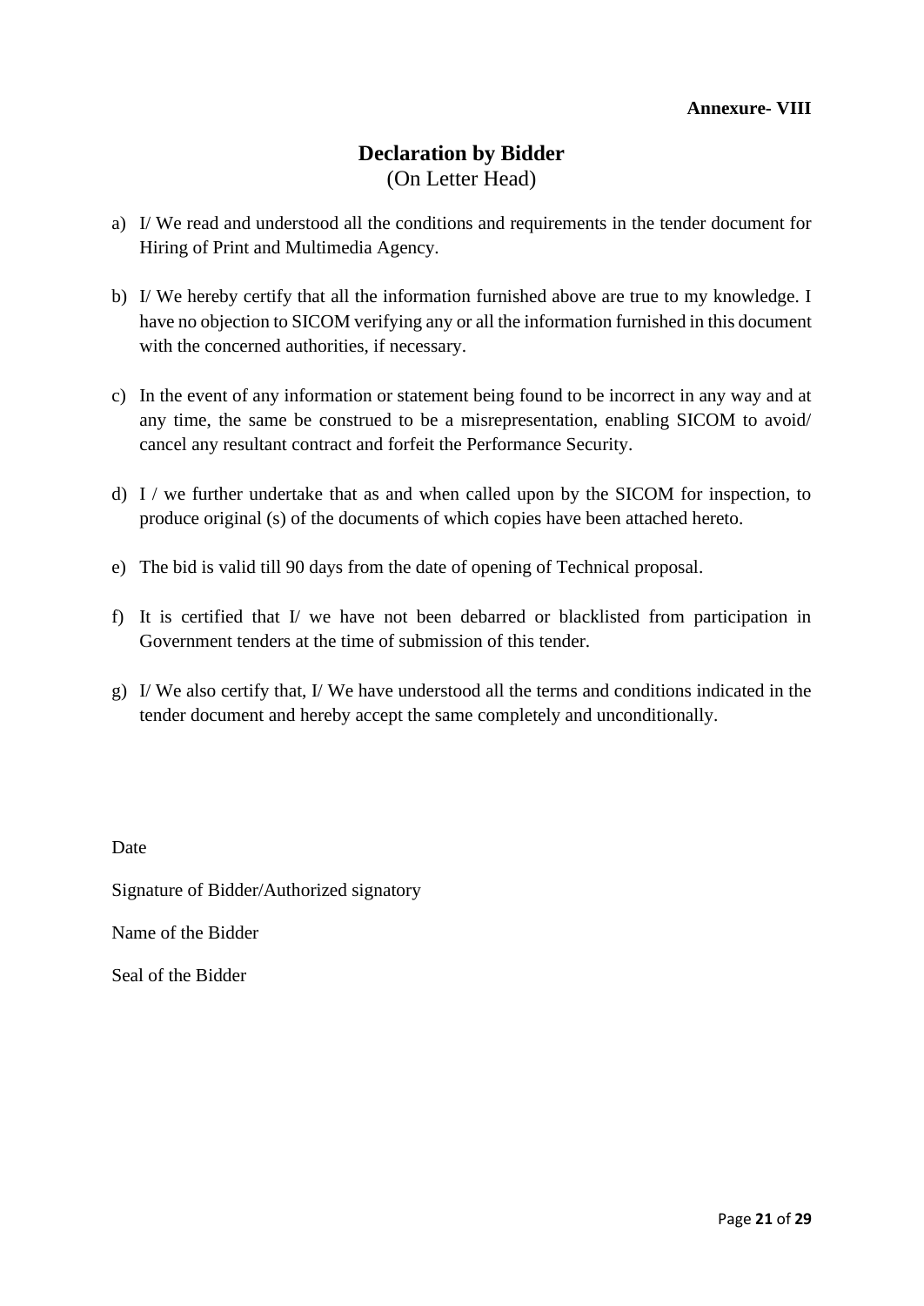**Annexure- VIII**

# Declaration by Bidder

(On Letter Head)

a) I/ We read and understood all the conditions and requirements in the tender document for Hiring of Print and Multimedia Agency.

b) I/ We hereby certify that all the information furnished above are true to my knowledge. I have no objection to SICOM verifying any or all the information furnished in this document with the concerned authorities, if necessary.

c) In the event of any information or statement being found to be incorrect in any way and at any time, the same be construed to be a misrepresentation, enabling SICOM to avoid/ cancel any resultant contract and forfeit the Performance Security.

d) I / we further undertake that as and when called upon by the SICOM for inspection, to produce original (s) of the documents of which copies have been attached hereto.

e) The bid is valid till 90 days from the date of opening of Technical proposal.

f) It is certified that I/ we have not been debarred or blacklisted from participation in Government tenders at the time of submission of this tender.

g) I/ We also certify that, I/ We have understood all the terms and conditions indicated in the tender document and hereby accept the same completely and unconditionally.

Date

Signature of Bidder/Authorized signatory

Name of the Bidder

Seal of the Bidder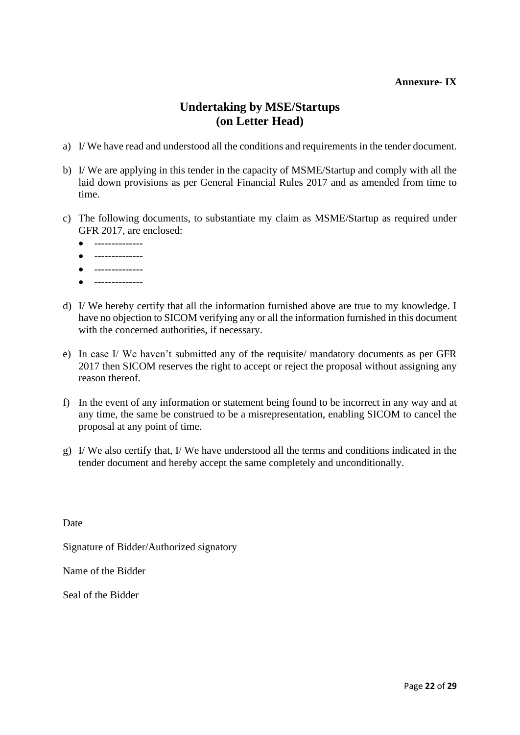**Annexure- IX**

## Undertaking by MSE/Startups
## (on Letter Head)

a) I/ We have read and understood all the conditions and requirements in the tender document.

b) I/ We are applying in this tender in the capacity of MSME/Startup and comply with all the laid down provisions as per General Financial Rules 2017 and as amended from time to time.

c) The following documents, to substantiate my claim as MSME/Startup as required under GFR 2017, are enclosed:
   - --------------
   - --------------
   - --------------
   - --------------

d) I/ We hereby certify that all the information furnished above are true to my knowledge. I have no objection to SICOM verifying any or all the information furnished in this document with the concerned authorities, if necessary.

e) In case I/ We haven't submitted any of the requisite/ mandatory documents as per GFR 2017 then SICOM reserves the right to accept or reject the proposal without assigning any reason thereof.

f) In the event of any information or statement being found to be incorrect in any way and at any time, the same be construed to be a misrepresentation, enabling SICOM to cancel the proposal at any point of time.

g) I/ We also certify that, I/ We have understood all the terms and conditions indicated in the tender document and hereby accept the same completely and unconditionally.

Date

Signature of Bidder/Authorized signatory

Name of the Bidder

Seal of the Bidder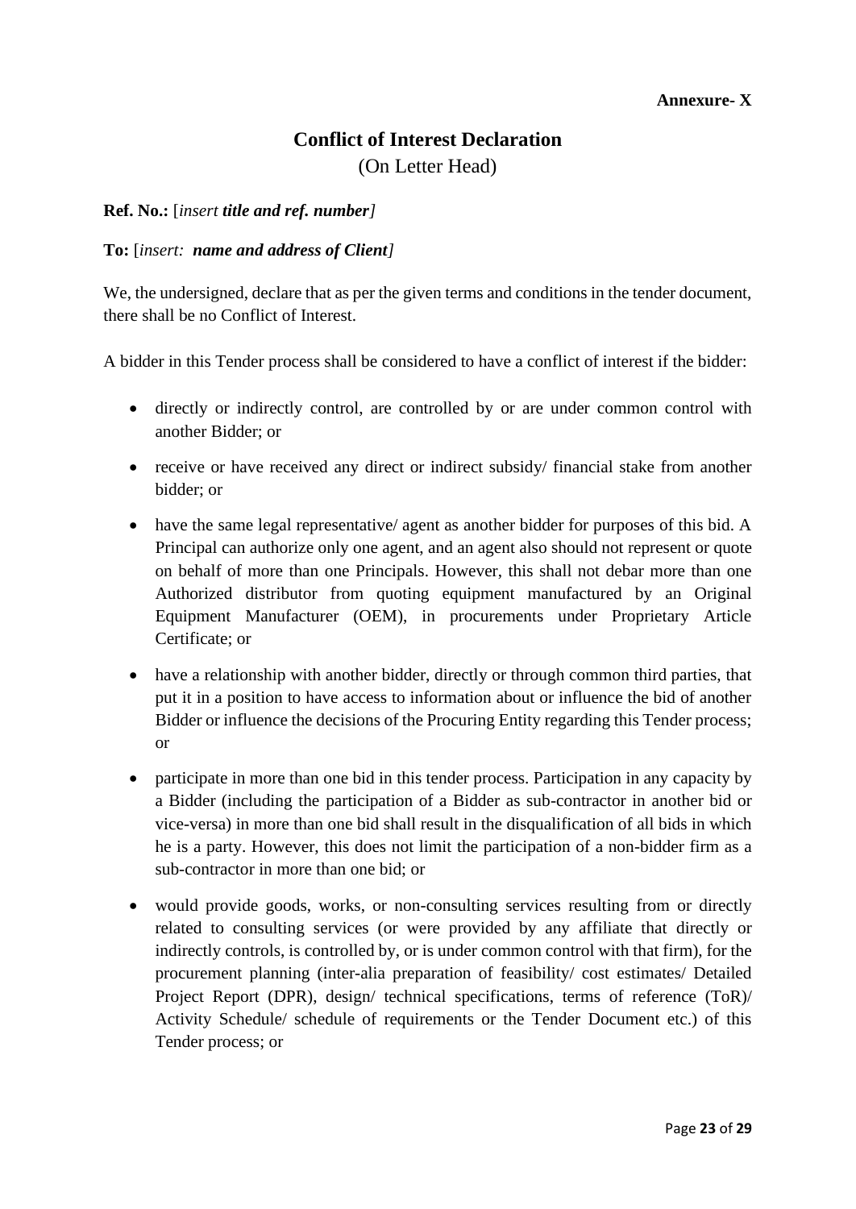**Annexure- X**

# Conflict of Interest Declaration

(On Letter Head)

**Ref. No.:** [*insert **title and ref. number***]

**To:** [*insert: **name and address of Client***]

We, the undersigned, declare that as per the given terms and conditions in the tender document, there shall be no Conflict of Interest.

A bidder in this Tender process shall be considered to have a conflict of interest if the bidder:

- directly or indirectly control, are controlled by or are under common control with another Bidder; or
- receive or have received any direct or indirect subsidy/ financial stake from another bidder; or
- have the same legal representative/ agent as another bidder for purposes of this bid. A Principal can authorize only one agent, and an agent also should not represent or quote on behalf of more than one Principals. However, this shall not debar more than one Authorized distributor from quoting equipment manufactured by an Original Equipment Manufacturer (OEM), in procurements under Proprietary Article Certificate; or
- have a relationship with another bidder, directly or through common third parties, that put it in a position to have access to information about or influence the bid of another Bidder or influence the decisions of the Procuring Entity regarding this Tender process; or
- participate in more than one bid in this tender process. Participation in any capacity by a Bidder (including the participation of a Bidder as sub-contractor in another bid or vice-versa) in more than one bid shall result in the disqualification of all bids in which he is a party. However, this does not limit the participation of a non-bidder firm as a sub-contractor in more than one bid; or
- would provide goods, works, or non-consulting services resulting from or directly related to consulting services (or were provided by any affiliate that directly or indirectly controls, is controlled by, or is under common control with that firm), for the procurement planning (inter-alia preparation of feasibility/ cost estimates/ Detailed Project Report (DPR), design/ technical specifications, terms of reference (ToR)/ Activity Schedule/ schedule of requirements or the Tender Document etc.) of this Tender process; or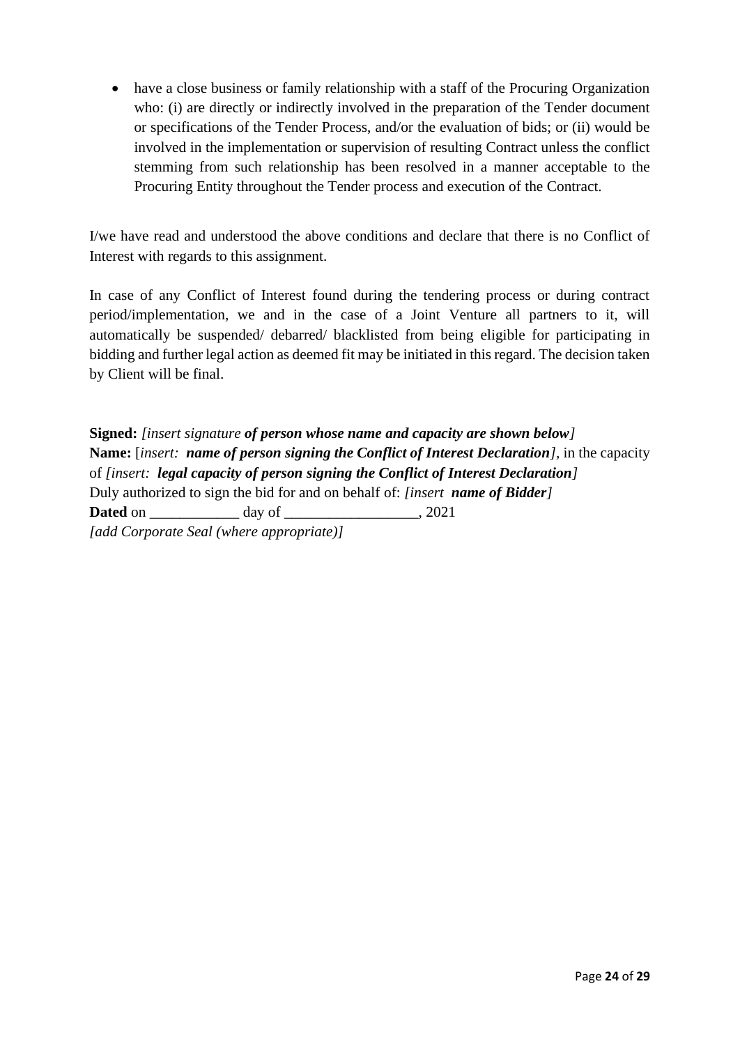- have a close business or family relationship with a staff of the Procuring Organization who: (i) are directly or indirectly involved in the preparation of the Tender document or specifications of the Tender Process, and/or the evaluation of bids; or (ii) would be involved in the implementation or supervision of resulting Contract unless the conflict stemming from such relationship has been resolved in a manner acceptable to the Procuring Entity throughout the Tender process and execution of the Contract.

I/we have read and understood the above conditions and declare that there is no Conflict of Interest with regards to this assignment.

In case of any Conflict of Interest found during the tendering process or during contract period/implementation, we and in the case of a Joint Venture all partners to it, will automatically be suspended/ debarred/ blacklisted from being eligible for participating in bidding and further legal action as deemed fit may be initiated in this regard. The decision taken by Client will be final.

**Signed:** *[insert signature **of person whose name and capacity are shown below**]*
**Name:** [*insert: **name of person signing the Conflict of Interest Declaration***], in the capacity of *[insert: **legal capacity of person signing the Conflict of Interest Declaration**]*
Duly authorized to sign the bid for and on behalf of: *[insert **name of Bidder**]*
**Dated** on ____________ day of __________________, 2021
*[add Corporate Seal (where appropriate)]*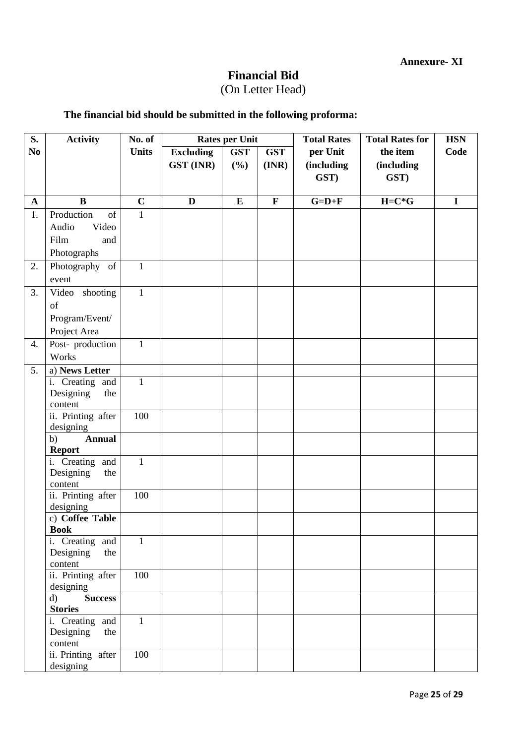**Annexure- XI**

# Financial Bid

(On Letter Head)

**The financial bid should be submitted in the following proforma:**

| S. No | Activity | No. of Units | Rates per Unit | | | Total Rates per Unit (including GST) | Total Rates for the item (including GST) | HSN Code |
|---|---|---|---|---|---|---|---|---|
| | | | Excluding GST (INR) | GST (%) | GST (INR) | | | |
| A | B | C | D | E | F | G=D+F | H=C*G | I |
| 1. | Production of Audio Video Film and Photographs | 1 | | | | | | |
| 2. | Photography of event | 1 | | | | | | |
| 3. | Video shooting of Program/Event/ Project Area | 1 | | | | | | |
| 4. | Post- production Works | 1 | | | | | | |
| 5. | a) **News Letter** | | | | | | | |
| | i. Creating and Designing the content | 1 | | | | | | |
| | ii. Printing after designing | 100 | | | | | | |
| | b) **Annual Report** | | | | | | | |
| | i. Creating and Designing the content | 1 | | | | | | |
| | ii. Printing after designing | 100 | | | | | | |
| | c) **Coffee Table Book** | | | | | | | |
| | i. Creating and Designing the content | 1 | | | | | | |
| | ii. Printing after designing | 100 | | | | | | |
| | d) **Success Stories** | | | | | | | |
| | i. Creating and Designing the content | 1 | | | | | | |
| | ii. Printing after designing | 100 | | | | | | |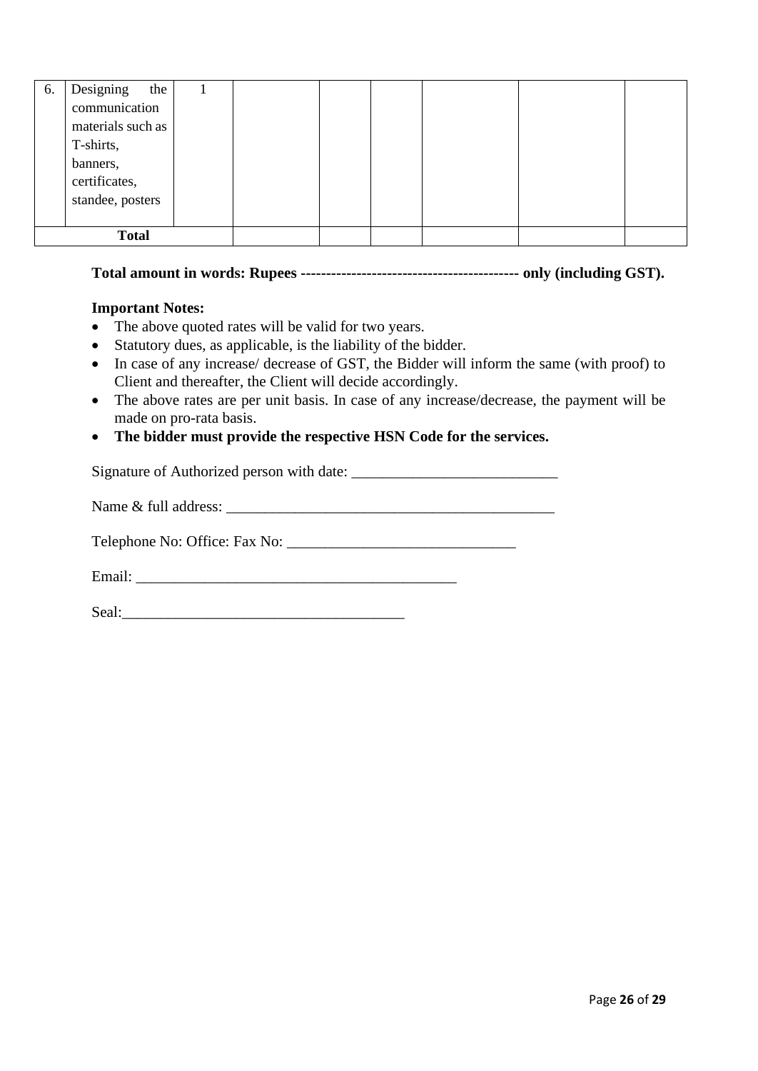| | | | | | | | | |
|---|---|---|---|---|---|---|---|---|
| 6. | Designing the communication materials such as T-shirts, banners, certificates, standee, posters | 1 | | | | | | |
| **Total** | | | | | | | | |

**Total amount in words: Rupees ------------------------------------------ only (including GST).**

**Important Notes:**

- The above quoted rates will be valid for two years.
- Statutory dues, as applicable, is the liability of the bidder.
- In case of any increase/ decrease of GST, the Bidder will inform the same (with proof) to Client and thereafter, the Client will decide accordingly.
- The above rates are per unit basis. In case of any increase/decrease, the payment will be made on pro-rata basis.
- **The bidder must provide the respective HSN Code for the services.**

Signature of Authorized person with date: ___________________________

Name & full address: ____________________________________________

Telephone No: Office: Fax No: ______________________________

Email: ___________________________________________

Seal:_____________________________________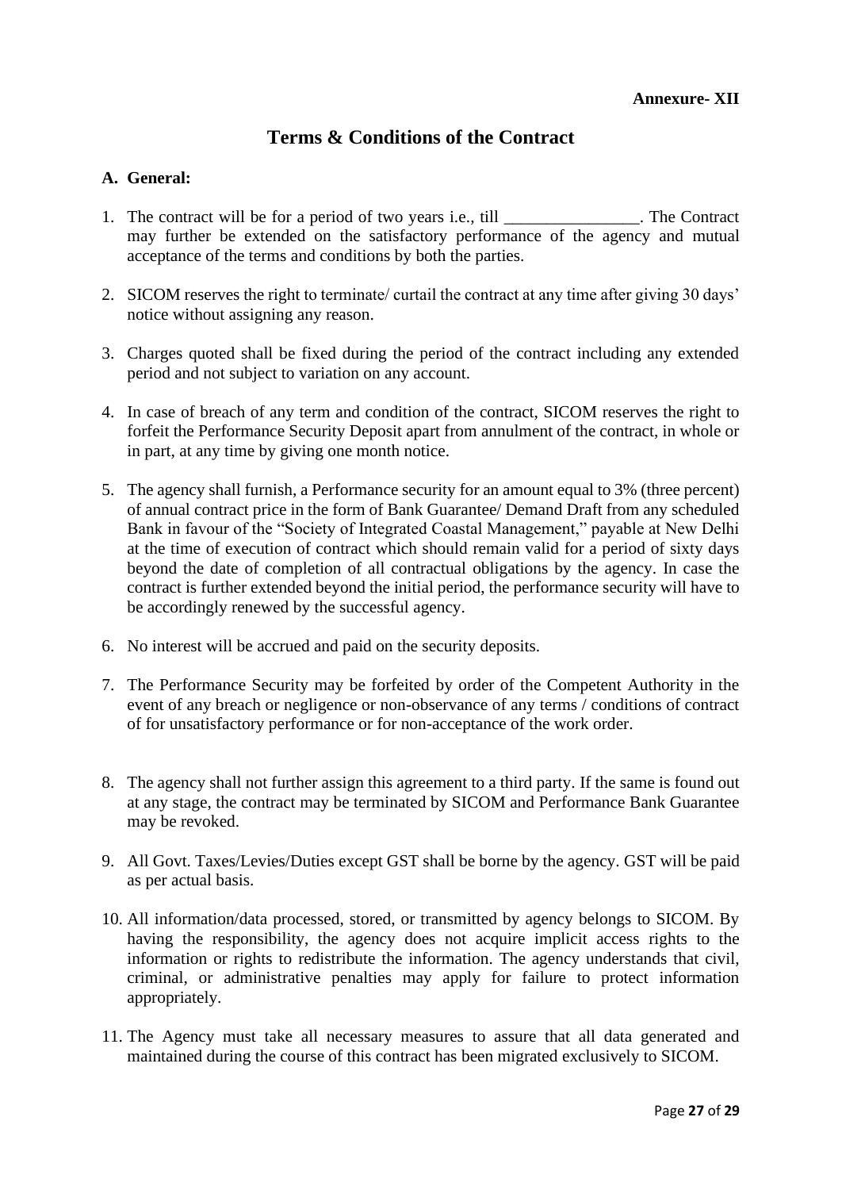**Annexure- XII**

# Terms & Conditions of the Contract

## A. General:

1. The contract will be for a period of two years i.e., till ________________. The Contract may further be extended on the satisfactory performance of the agency and mutual acceptance of the terms and conditions by both the parties.

2. SICOM reserves the right to terminate/ curtail the contract at any time after giving 30 days' notice without assigning any reason.

3. Charges quoted shall be fixed during the period of the contract including any extended period and not subject to variation on any account.

4. In case of breach of any term and condition of the contract, SICOM reserves the right to forfeit the Performance Security Deposit apart from annulment of the contract, in whole or in part, at any time by giving one month notice.

5. The agency shall furnish, a Performance security for an amount equal to 3% (three percent) of annual contract price in the form of Bank Guarantee/ Demand Draft from any scheduled Bank in favour of the "Society of Integrated Coastal Management," payable at New Delhi at the time of execution of contract which should remain valid for a period of sixty days beyond the date of completion of all contractual obligations by the agency. In case the contract is further extended beyond the initial period, the performance security will have to be accordingly renewed by the successful agency.

6. No interest will be accrued and paid on the security deposits.

7. The Performance Security may be forfeited by order of the Competent Authority in the event of any breach or negligence or non-observance of any terms / conditions of contract of for unsatisfactory performance or for non-acceptance of the work order.

8. The agency shall not further assign this agreement to a third party. If the same is found out at any stage, the contract may be terminated by SICOM and Performance Bank Guarantee may be revoked.

9. All Govt. Taxes/Levies/Duties except GST shall be borne by the agency. GST will be paid as per actual basis.

10. All information/data processed, stored, or transmitted by agency belongs to SICOM. By having the responsibility, the agency does not acquire implicit access rights to the information or rights to redistribute the information. The agency understands that civil, criminal, or administrative penalties may apply for failure to protect information appropriately.

11. The Agency must take all necessary measures to assure that all data generated and maintained during the course of this contract has been migrated exclusively to SICOM.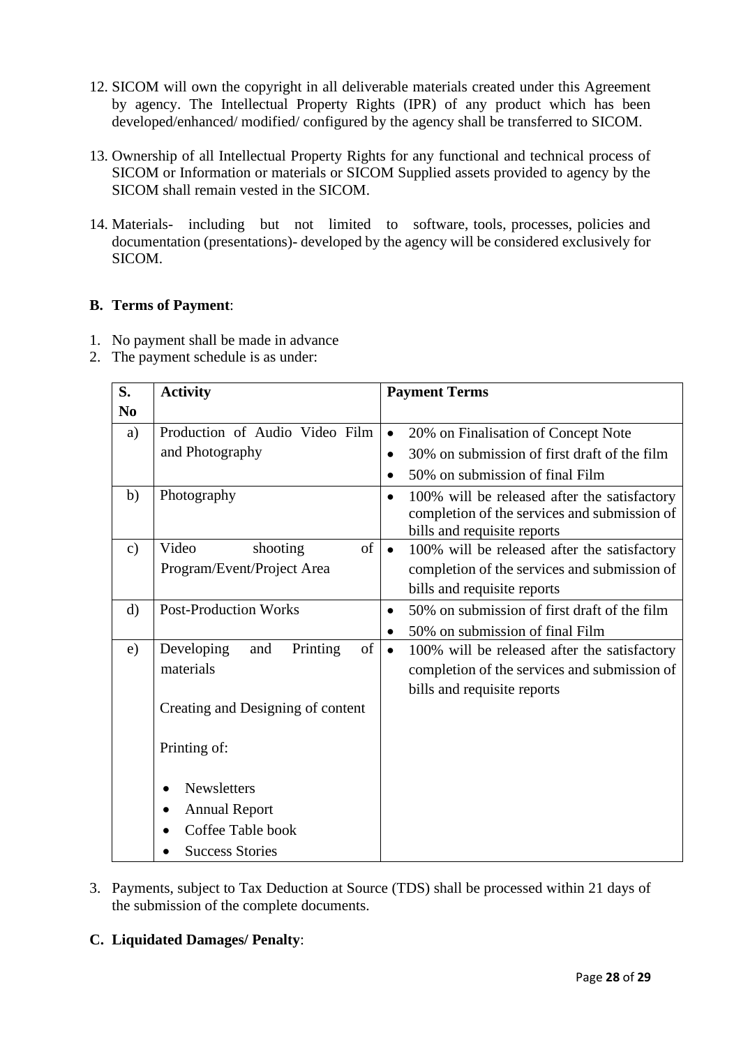12. SICOM will own the copyright in all deliverable materials created under this Agreement by agency. The Intellectual Property Rights (IPR) of any product which has been developed/enhanced/ modified/ configured by the agency shall be transferred to SICOM.

13. Ownership of all Intellectual Property Rights for any functional and technical process of SICOM or Information or materials or SICOM Supplied assets provided to agency by the SICOM shall remain vested in the SICOM.

14. Materials- including but not limited to software, tools, processes, policies and documentation (presentations)- developed by the agency will be considered exclusively for SICOM.

**B. Terms of Payment**:

1. No payment shall be made in advance
2. The payment schedule is as under:

| S. No | Activity | Payment Terms |
|---|---|---|
| a) | Production of Audio Video Film and Photography | • 20% on Finalisation of Concept Note<br>• 30% on submission of first draft of the film<br>• 50% on submission of final Film |
| b) | Photography | • 100% will be released after the satisfactory completion of the services and submission of bills and requisite reports |
| c) | Video shooting of Program/Event/Project Area | • 100% will be released after the satisfactory completion of the services and submission of bills and requisite reports |
| d) | Post-Production Works | • 50% on submission of first draft of the film<br>• 50% on submission of final Film |
| e) | Developing and Printing of materials<br><br>Creating and Designing of content<br><br>Printing of:<br><br>• Newsletters<br>• Annual Report<br>• Coffee Table book<br>• Success Stories | • 100% will be released after the satisfactory completion of the services and submission of bills and requisite reports |

3. Payments, subject to Tax Deduction at Source (TDS) shall be processed within 21 days of the submission of the complete documents.

**C. Liquidated Damages/ Penalty**: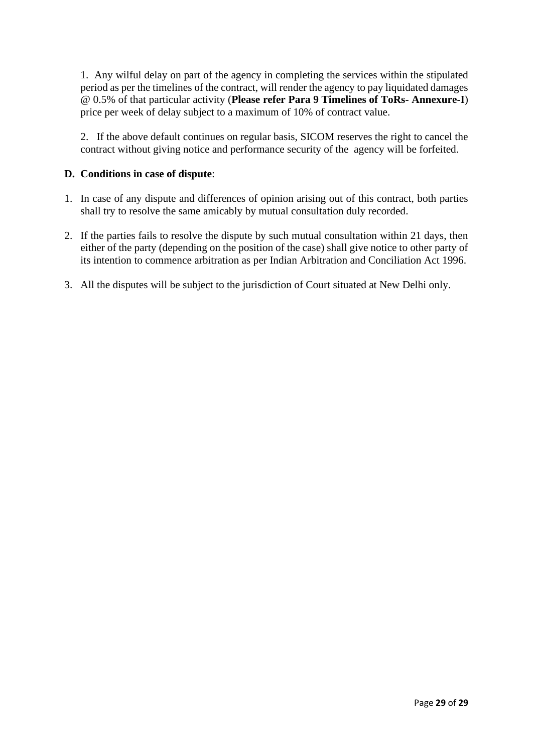1. Any wilful delay on part of the agency in completing the services within the stipulated period as per the timelines of the contract, will render the agency to pay liquidated damages @ 0.5% of that particular activity (**Please refer Para 9 Timelines of ToRs- Annexure-I**) price per week of delay subject to a maximum of 10% of contract value.

2. If the above default continues on regular basis, SICOM reserves the right to cancel the contract without giving notice and performance security of the agency will be forfeited.

**D. Conditions in case of dispute**:

1. In case of any dispute and differences of opinion arising out of this contract, both parties shall try to resolve the same amicably by mutual consultation duly recorded.

2. If the parties fails to resolve the dispute by such mutual consultation within 21 days, then either of the party (depending on the position of the case) shall give notice to other party of its intention to commence arbitration as per Indian Arbitration and Conciliation Act 1996.

3. All the disputes will be subject to the jurisdiction of Court situated at New Delhi only.